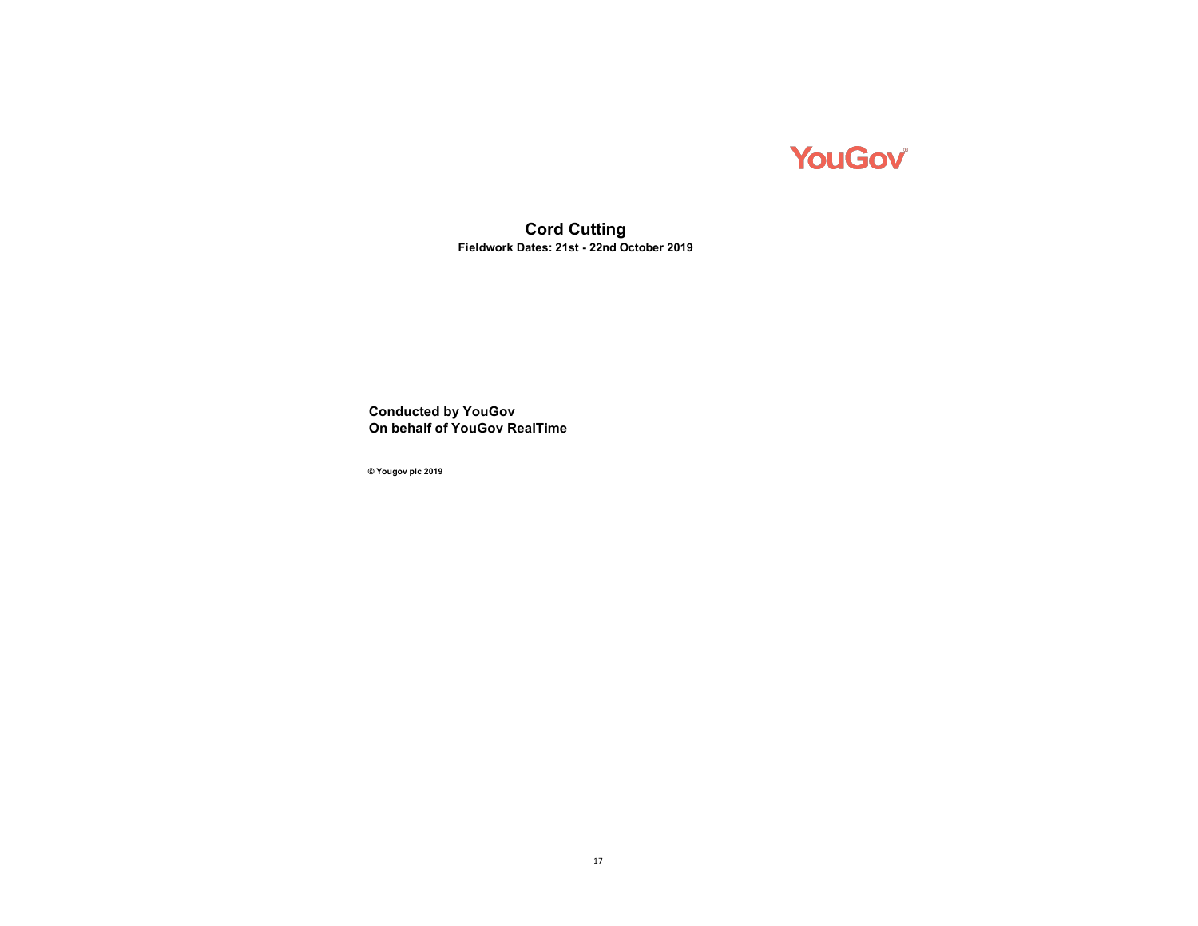YouGov

# Cord Cutting

**Fieldwork Dates: 21st - 22nd October 2019**

**Conducted by YouGov**
**On behalf of YouGov RealTime**

**© Yougov plc 2019**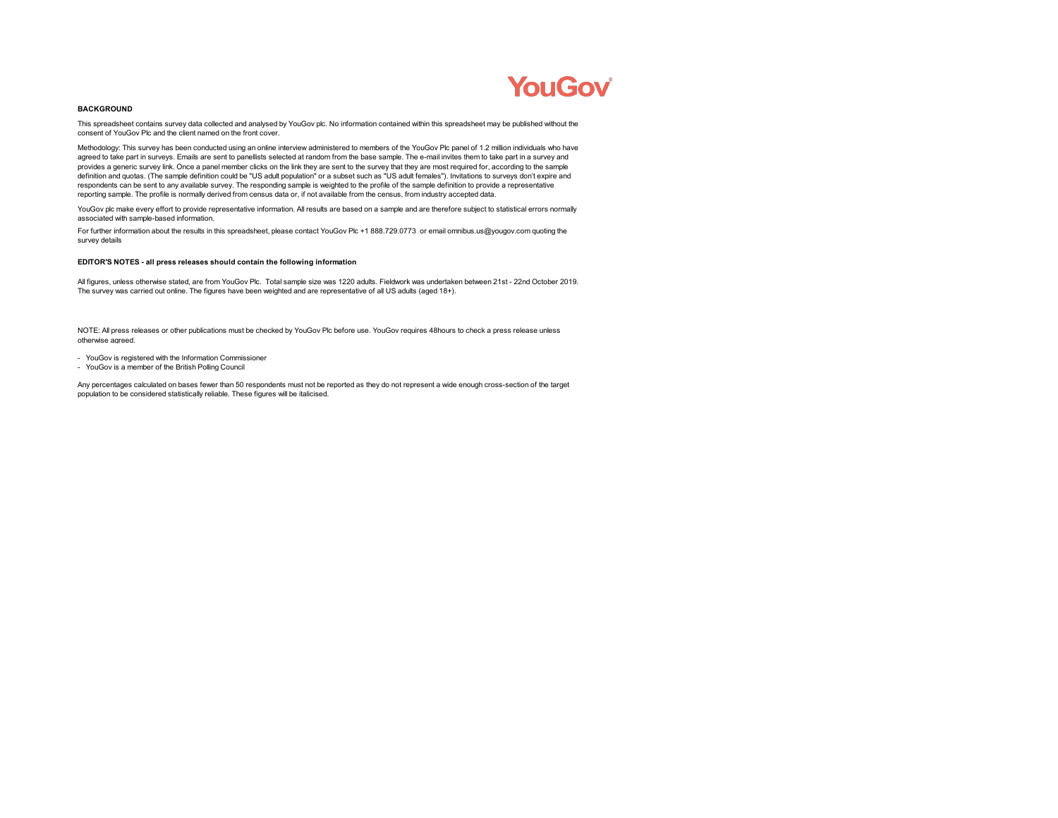YouGov

**BACKGROUND**

This spreadsheet contains survey data collected and analysed by YouGov plc. No information contained within this spreadsheet may be published without the consent of YouGov Plc and the client named on the front cover.

Methodology: This survey has been conducted using an online interview administered to members of the YouGov Plc panel of 1.2 million individuals who have agreed to take part in surveys. Emails are sent to panellists selected at random from the base sample. The e-mail invites them to take part in a survey and provides a generic survey link. Once a panel member clicks on the link they are sent to the survey that they are most required for, according to the sample definition and quotas. (The sample definition could be "US adult population" or a subset such as "US adult females"). Invitations to surveys don't expire and respondents can be sent to any available survey. The responding sample is weighted to the profile of the sample definition to provide a representative reporting sample. The profile is normally derived from census data or, if not available from the census, from industry accepted data.

YouGov plc make every effort to provide representative information. All results are based on a sample and are therefore subject to statistical errors normally associated with sample-based information.

For further information about the results in this spreadsheet, please contact YouGov Plc +1 888.729.0773 or email omnibus.us@yougov.com quoting the survey details

**EDITOR'S NOTES - all press releases should contain the following information**

All figures, unless otherwise stated, are from YouGov Plc. Total sample size was 1220 adults. Fieldwork was undertaken between 21st - 22nd October 2019. The survey was carried out online. The figures have been weighted and are representative of all US adults (aged 18+).

NOTE: All press releases or other publications must be checked by YouGov Plc before use. YouGov requires 48hours to check a press release unless otherwise agreed.

- YouGov is registered with the Information Commissioner
- YouGov is a member of the British Polling Council

Any percentages calculated on bases fewer than 50 respondents must not be reported as they do not represent a wide enough cross-section of the target population to be considered statistically reliable. These figures will be italicised.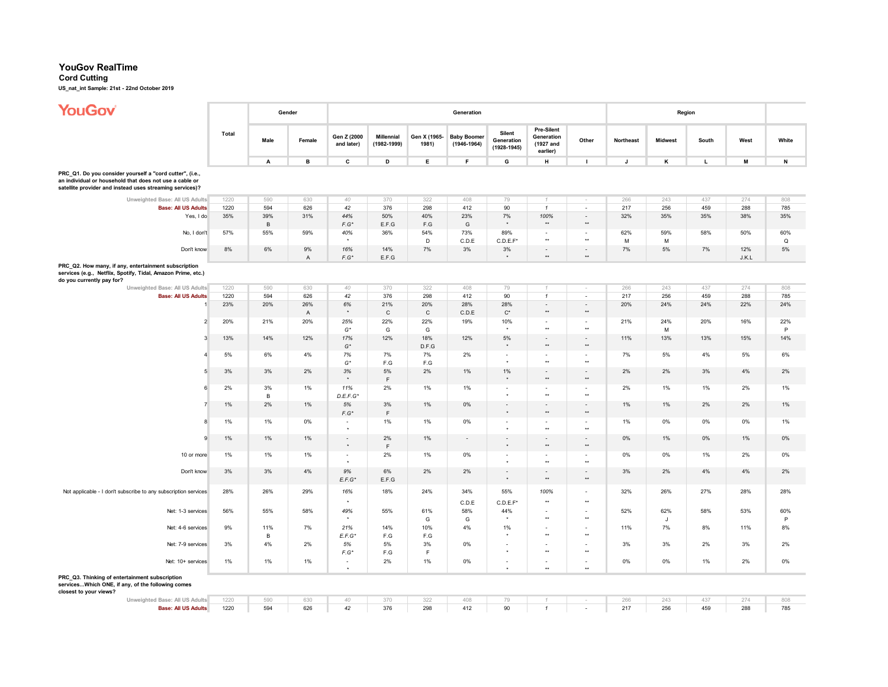# YouGov RealTime

**Cord Cutting**

**US_nat_int Sample: 21st - 22nd October 2019**

| | Total | Gender | | Generation | | | | | | | Region | | | | |
|---|---|---|---|---|---|---|---|---|---|---|---|---|---|---|---|
| | | Male | Female | Gen Z (2000 and later) | Millennial (1982-1999) | Gen X (1965-1981) | Baby Boomer (1946-1964) | Silent Generation (1928-1945) | Pre-Silent Generation (1927 and earlier) | Other | Northeast | Midwest | South | West | White |
| | | A | B | C | D | E | F | G | H | I | J | K | L | M | N |
| **PRC_Q1. Do you consider yourself a "cord cutter", (i.e., an individual or household that does not use a cable or satellite provider and instead uses streaming services)?** | | | | | | | | | | | | | | | |
| Unweighted Base: All US Adults | 1220 | 590 | 630 | 40 | 370 | 322 | 408 | 79 | 1 | - | 266 | 243 | 437 | 274 | 808 |
| Base: All US Adults | 1220 | 594 | 626 | 42 | 376 | 298 | 412 | 90 | 1 | - | 217 | 256 | 459 | 288 | 785 |
| Yes, I do | 35% | 39% B | 31% | 44% F.G* | 50% E.F.G | 40% F.G | 23% G | 7% * | 100% ** | - ** | 32% | 35% | 35% | 38% | 35% |
| No, I don't | 57% | 55% | 59% | 40% * | 36% | 54% D | 73% C.D.E | 89% C.D.E.F* | - ** | - ** | 62% M | 59% M | 58% | 50% | 60% Q |
| Don't know | 8% | 6% | 9% A | 16% F.G* | 14% E.F.G | 7% | 3% | 3% * | - ** | - ** | 7% | 5% | 7% | 12% J.K.L | 5% |
| **PRC_Q2. How many, if any, entertainment subscription services (e.g., Netflix, Spotify, Tidal, Amazon Prime, etc.) do you currently pay for?** | | | | | | | | | | | | | | | |
| Unweighted Base: All US Adults | 1220 | 590 | 630 | 40 | 370 | 322 | 408 | 79 | 1 | - | 266 | 243 | 437 | 274 | 808 |
| Base: All US Adults | 1220 | 594 | 626 | 42 | 376 | 298 | 412 | 90 | 1 | - | 217 | 256 | 459 | 288 | 785 |
| 1 | 23% | 20% | 26% A | 6% * | 21% C | 20% C | 28% C.D.E | 28% C* | - ** | - ** | 20% | 24% | 24% | 22% | 24% |
| 2 | 20% | 21% | 20% | 25% G* | 22% G | 22% G | 19% | 10% * | - ** | - ** | 21% | 24% M | 20% | 16% | 22% P |
| 3 | 13% | 14% | 12% | 17% G* | 12% | 18% D.F.G | 12% | 5% * | - ** | - ** | 11% | 13% | 13% | 15% | 14% |
| 4 | 5% | 6% | 4% | 7% G* | 7% F.G | 7% F.G | 2% | - * | - ** | - ** | 7% | 5% | 4% | 5% | 6% |
| 5 | 3% | 3% | 2% | 3% * | 5% F | 2% | 1% | 1% * | - ** | - ** | 2% | 2% | 3% | 4% | 2% |
| 6 | 2% | 3% B | 1% | 11% D.E.F.G* | 2% | 1% | 1% | - * | - ** | - ** | 2% | 1% | 1% | 2% | 1% |
| 7 | 1% | 2% | 1% | 5% F.G* | 3% F | 1% | 0% | - * | - ** | - ** | 1% | 1% | 2% | 2% | 1% |
| 8 | 1% | 1% | 0% | - * | 1% | 1% | 0% | - * | - ** | - ** | 1% | 0% | 0% | 0% | 1% |
| 9 | 1% | 1% | 1% | - * | 2% F | 1% | - | - * | - ** | - ** | 0% | 1% | 0% | 1% | 0% |
| 10 or more | 1% | 1% | 1% | - * | 2% | 1% | 0% | - * | - ** | - ** | 0% | 0% | 1% | 2% | 0% |
| Don't know | 3% | 3% | 4% | 9% E.F.G* | 6% E.F.G | 2% | 2% | - * | - ** | - ** | 3% | 2% | 4% | 4% | 2% |
| Not applicable - I don't subscribe to any subscription services | 28% | 26% | 29% | 16% * | 18% | 24% | 34% C.D.E | 55% C.D.E.F* | 100% ** | - ** | 32% | 26% | 27% | 28% | 28% |
| Net: 1-3 services | 56% | 55% | 58% | 49% * | 55% | 61% G | 58% G | 44% * | - ** | - ** | 52% | 62% J | 58% | 53% | 60% P |
| Net: 4-6 services | 9% | 11% B | 7% | 21% E.F.G* | 14% F.G | 10% F.G | 4% | 1% * | - ** | - ** | 11% | 7% | 8% | 11% | 8% |
| Net: 7-9 services | 3% | 4% | 2% | 5% F.G* | 5% F.G | 3% F | 0% | - * | - ** | - ** | 3% | 3% | 2% | 3% | 2% |
| Net: 10+ services | 1% | 1% | 1% | - * | 2% | 1% | 0% | - * | - ** | - ** | 0% | 0% | 1% | 2% | 0% |
| **PRC_Q3. Thinking of entertainment subscription services...Which ONE, if any, of the following comes closest to your views?** | | | | | | | | | | | | | | | |
| Unweighted Base: All US Adults | 1220 | 590 | 630 | 40 | 370 | 322 | 408 | 79 | 1 | - | 266 | 243 | 437 | 274 | 808 |
| Base: All US Adults | 1220 | 594 | 626 | 42 | 376 | 298 | 412 | 90 | 1 | - | 217 | 256 | 459 | 288 | 785 |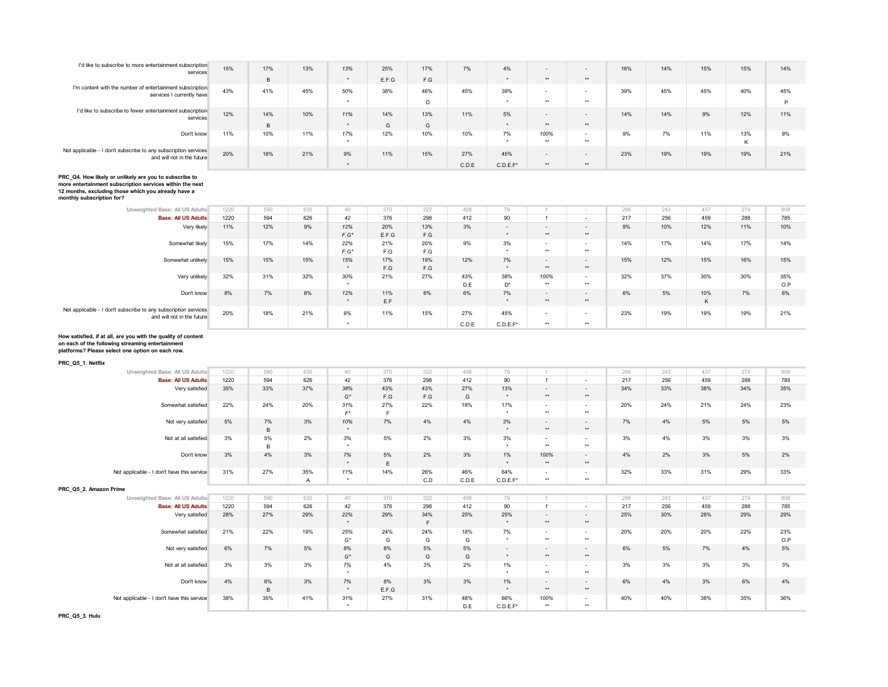| | | | | | | | | | | | | | | | |
|---|---|---|---|---|---|---|---|---|---|---|---|---|---|---|---|
| I'd like to subscribe to more entertainment subscription services | 15% | 17% | 13% | 13% | 25% | 17% | 7% | 4% | - | - | 16% | 14% | 15% | 15% | 14% |
| | | B | | * | E.F.G | F.G | | * | ** | ** | | | | | |
| I'm content with the number of entertainment subscription services I currently have | 43% | 41% | 45% | 50% | 38% | 46% | 45% | 39% | - | - | 39% | 45% | 45% | 40% | 45% |
| | | | | * | | D | | * | ** | ** | | | | | P |
| I'd like to subscribe to fewer entertainment subscription services | 12% | 14% | 10% | 11% | 14% | 13% | 11% | 5% | - | - | 14% | 14% | 9% | 12% | 11% |
| | | B | | * | G | G | | * | ** | ** | | | | | |
| Don't know | 11% | 10% | 11% | 17% | 12% | 10% | 10% | 7% | 100% | - | 9% | 7% | 11% | 13% | 9% |
| | | | | * | | | | * | ** | ** | | | | K | |
| Not applicable - I don't subscribe to any subscription services and will not in the future | 20% | 18% | 21% | 9% | 11% | 15% | 27% | 45% | - | - | 23% | 19% | 19% | 19% | 21% |
| | | | | * | | | C.D.E | C.D.E.F* | ** | ** | | | | | |

**PRC_Q4. How likely or unlikely are you to subscribe to more entertainment subscription services within the next 12 months, excluding those which you already have a monthly subscription for?**

| | | | | | | | | | | | | | | | |
|---|---|---|---|---|---|---|---|---|---|---|---|---|---|---|---|
| Unweighted Base: All US Adults | 1220 | 590 | 630 | 40 | 370 | 322 | 408 | 79 | 1 | - | 266 | 243 | 437 | 274 | 808 |
| **Base: All US Adults** | 1220 | 594 | 626 | 42 | 376 | 298 | 412 | 90 | 1 | - | 217 | 256 | 459 | 288 | 785 |
| Very likely | 11% | 12% | 9% | 12% | 20% | 13% | 3% | - | - | - | 9% | 10% | 12% | 11% | 10% |
| | | | | F.G* | E.F.G | F.G | | * | ** | ** | | | | | |
| Somewhat likely | 15% | 17% | 14% | 22% | 21% | 20% | 9% | 3% | - | - | 14% | 17% | 14% | 17% | 14% |
| | | | | F.G* | F.G | F.G | | * | ** | ** | | | | | |
| Somewhat unlikely | 15% | 15% | 15% | 15% | 17% | 19% | 12% | 7% | - | - | 15% | 12% | 15% | 16% | 15% |
| | | | | * | F.G | F.G | | * | ** | ** | | | | | |
| Very unlikely | 32% | 31% | 32% | 30% | 21% | 27% | 43% | 38% | 100% | - | 32% | 37% | 30% | 30% | 35% |
| | | | | * | | | D.E | D* | ** | ** | | | | | O.P |
| Don't know | 8% | 7% | 8% | 12% | 11% | 6% | 6% | 7% | - | - | 6% | 5% | 10% | 7% | 6% |
| | | | | * | E.F | | | * | ** | ** | | | K | | |
| Not applicable - I don't subscribe to any subscription services and will not in the future | 20% | 18% | 21% | 9% | 11% | 15% | 27% | 45% | - | - | 23% | 19% | 19% | 19% | 21% |
| | | | | * | | | C.D.E | C.D.E.F* | ** | ** | | | | | |

**How satisfied, if at all, are you with the quality of content on each of the following streaming entertainment platforms? Please select one option on each row.**

**PRC_Q5_1. Netflix**

| | | | | | | | | | | | | | | | |
|---|---|---|---|---|---|---|---|---|---|---|---|---|---|---|---|
| Unweighted Base: All US Adults | 1220 | 590 | 630 | 40 | 370 | 322 | 408 | 79 | 1 | - | 266 | 243 | 437 | 274 | 808 |
| **Base: All US Adults** | 1220 | 594 | 626 | 42 | 376 | 298 | 412 | 90 | 1 | - | 217 | 256 | 459 | 288 | 785 |
| Very satisfied | 35% | 33% | 37% | 38% | 43% | 43% | 27% | 13% | - | - | 34% | 33% | 38% | 34% | 35% |
| | | | | G* | F.G | F.G | G | * | ** | ** | | | | | |
| Somewhat satisfied | 22% | 24% | 20% | 31% | 27% | 22% | 18% | 17% | - | - | 20% | 24% | 21% | 24% | 23% |
| | | | | F* | F | | | * | ** | ** | | | | | |
| Not very satisfied | 5% | 7% | 3% | 10% | 7% | 4% | 4% | 3% | - | - | 7% | 4% | 5% | 5% | 5% |
| | | B | | * | | | | * | ** | ** | | | | | |
| Not at all satisfied | 3% | 5% | 2% | 3% | 5% | 2% | 3% | 3% | - | - | 3% | 4% | 3% | 3% | 3% |
| | | B | | * | | | | * | ** | ** | | | | | |
| Don't know | 3% | 4% | 3% | 7% | 5% | 2% | 3% | 1% | 100% | - | 4% | 2% | 3% | 5% | 2% |
| | | | | * | E | | | * | ** | ** | | | | | |
| Not applicable - I don't have this service | 31% | 27% | 35% | 11% | 14% | 26% | 46% | 64% | - | - | 32% | 33% | 31% | 29% | 33% |
| | | | A | * | | C.D | C.D.E | C.D.E.F* | ** | ** | | | | | |

**PRC_Q5_2. Amazon Prime**

| | | | | | | | | | | | | | | | |
|---|---|---|---|---|---|---|---|---|---|---|---|---|---|---|---|
| Unweighted Base: All US Adults | 1220 | 590 | 630 | 40 | 370 | 322 | 408 | 79 | 1 | - | 266 | 243 | 437 | 274 | 808 |
| **Base: All US Adults** | 1220 | 594 | 626 | 42 | 376 | 298 | 412 | 90 | 1 | - | 217 | 256 | 459 | 288 | 785 |
| Very satisfied | 28% | 27% | 29% | 22% | 29% | 34% | 25% | 25% | - | - | 25% | 30% | 28% | 29% | 29% |
| | | | | * | | F | | * | ** | ** | | | | | |
| Somewhat satisfied | 21% | 22% | 19% | 25% | 24% | 24% | 18% | 7% | - | - | 20% | 20% | 20% | 22% | 23% |
| | | | | G* | G | G | G | * | ** | ** | | | | | O.P |
| Not very satisfied | 6% | 7% | 5% | 8% | 8% | 5% | 5% | - | - | - | 6% | 5% | 7% | 4% | 5% |
| | | | | G* | G | G | G | * | ** | ** | | | | | |
| Not at all satisfied | 3% | 3% | 3% | 7% | 4% | 3% | 2% | 1% | - | - | 3% | 3% | 3% | 3% | 3% |
| | | | | * | | | | * | ** | ** | | | | | |
| Don't know | 4% | 6% | 3% | 7% | 8% | 3% | 3% | 1% | - | - | 6% | 4% | 3% | 6% | 4% |
| | | B | | * | E.F.G | | | * | ** | ** | | | | | |
| Not applicable - I don't have this service | 38% | 35% | 41% | 31% | 27% | 31% | 48% | 66% | 100% | - | 40% | 40% | 38% | 35% | 36% |
| | | | | * | | | D.E | C.D.E.F* | ** | ** | | | | | |

**PRC_Q5_3. Hulu**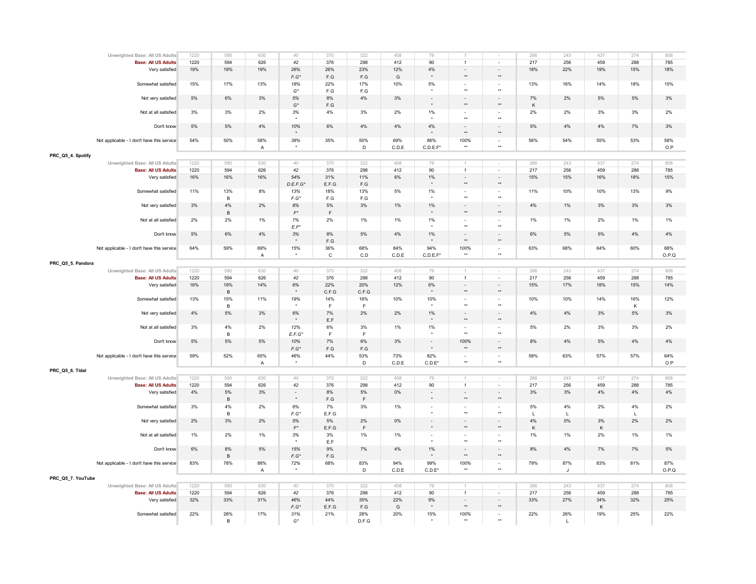| | | | | | | | | | | | | | | | |
|---|---|---|---|---|---|---|---|---|---|---|---|---|---|---|---|
| Unweighted Base: All US Adults | 1220 | 590 | 630 | 40 | 370 | 322 | 408 | 79 | 1 | - | 266 | 243 | 437 | 274 | 808 |
| **Base: All US Adults** | 1220 | 594 | 626 | 42 | 376 | 298 | 412 | 90 | 1 | - | 217 | 256 | 459 | 288 | 785 |
| Very satisfied | 19% | 19% | 19% | 26% | 26% | 23% | 12% | 4% | - | - | 18% | 22% | 19% | 15% | 18% |
| | | | | F.G* | F.G | F.G | G | * | ** | ** | | | | | |
| Somewhat satisfied | 15% | 17% | 13% | 18% | 22% | 17% | 10% | 5% | - | - | 13% | 16% | 14% | 18% | 15% |
| | | | | G* | F.G | F.G | | * | ** | ** | | | | | |
| Not very satisfied | 5% | 6% | 3% | 5% | 8% | 4% | 3% | - | - | - | 7% | 2% | 5% | 5% | 3% |
| | | | | G* | F.G | | | * | ** | ** | K | | | | |
| Not at all satisfied | 3% | 3% | 2% | 3% | 4% | 3% | 2% | 1% | - | - | 2% | 2% | 3% | 3% | 2% |
| | | | | * | | | | * | ** | ** | | | | | |
| Don't know | 5% | 5% | 4% | 10% | 6% | 4% | 4% | 4% | - | - | 5% | 4% | 4% | 7% | 3% |
| | | | | * | | | | * | ** | ** | | | | | |
| Not applicable - I don't have this service | 54% | 50% | 58% | 38% | 35% | 50% | 69% | 86% | 100% | - | 56% | 54% | 55% | 53% | 58% |
| | | | A | * | | D | C.D.E | C.D.E.F* | ** | ** | | | | | O.P |

**PRC_Q5_4. Spotify**

| | | | | | | | | | | | | | | | |
|---|---|---|---|---|---|---|---|---|---|---|---|---|---|---|---|
| Unweighted Base: All US Adults | 1220 | 590 | 630 | 40 | 370 | 322 | 408 | 79 | 1 | - | 266 | 243 | 437 | 274 | 808 |
| **Base: All US Adults** | 1220 | 594 | 626 | 42 | 376 | 298 | 412 | 90 | 1 | - | 217 | 256 | 459 | 288 | 785 |
| Very satisfied | 16% | 16% | 16% | 54% | 31% | 11% | 6% | 1% | - | - | 15% | 15% | 16% | 18% | 15% |
| | | | | D.E.F.G* | E.F.G | F.G | | * | ** | ** | | | | | |
| Somewhat satisfied | 11% | 13% | 8% | 13% | 18% | 13% | 5% | 1% | - | - | 11% | 10% | 10% | 13% | 9% |
| | | B | | F.G* | F.G | F.G | | * | ** | ** | | | | | |
| Not very satisfied | 3% | 4% | 2% | 8% | 5% | 3% | 1% | 1% | - | - | 4% | 1% | 3% | 3% | 3% |
| | | B | | F* | F | | | * | ** | ** | | | | | |
| Not at all satisfied | 2% | 2% | 1% | 7% | 2% | 1% | 1% | 1% | - | - | 1% | 1% | 2% | 1% | 1% |
| | | | | E.F* | | | | * | ** | ** | | | | | |
| Don't know | 5% | 6% | 4% | 3% | 8% | 5% | 4% | 1% | - | - | 6% | 5% | 5% | 4% | 4% |
| | | | | * | F.G | | | * | ** | ** | | | | | |
| Not applicable - I don't have this service | 64% | 59% | 69% | 15% | 36% | 68% | 84% | 94% | 100% | - | 63% | 68% | 64% | 60% | 68% |
| | | | A | * | C | C.D | C.D.E | C.D.E.F* | ** | ** | | | | | O.P.Q |

**PRC_Q5_5. Pandora**

| | | | | | | | | | | | | | | | |
|---|---|---|---|---|---|---|---|---|---|---|---|---|---|---|---|
| Unweighted Base: All US Adults | 1220 | 590 | 630 | 40 | 370 | 322 | 408 | 79 | 1 | - | 266 | 243 | 437 | 274 | 808 |
| **Base: All US Adults** | 1220 | 594 | 626 | 42 | 376 | 298 | 412 | 90 | 1 | - | 217 | 256 | 459 | 288 | 785 |
| Very satisfied | 16% | 19% | 14% | 6% | 22% | 20% | 12% | 6% | - | - | 15% | 17% | 18% | 15% | 14% |
| | | B | | * | C.F.G | C.F.G | | * | ** | ** | | | | | |
| Somewhat satisfied | 13% | 15% | 11% | 19% | 14% | 16% | 10% | 10% | - | - | 10% | 10% | 14% | 16% | 12% |
| | | B | | * | F | F | | * | ** | ** | | | | K | |
| Not very satisfied | 4% | 5% | 3% | 6% | 7% | 2% | 2% | 1% | - | - | 4% | 4% | 3% | 5% | 3% |
| | | | | * | E.F | | | * | ** | ** | | | | | |
| Not at all satisfied | 3% | 4% | 2% | 12% | 6% | 3% | 1% | 1% | - | - | 5% | 2% | 3% | 3% | 2% |
| | | B | | E.F.G* | F | F | | * | ** | ** | | | | | |
| Don't know | 5% | 5% | 5% | 10% | 7% | 6% | 3% | - | 100% | - | 8% | 4% | 5% | 4% | 4% |
| | | | | F.G* | F.G | F.G | | * | ** | ** | | | | | |
| Not applicable - I don't have this service | 59% | 52% | 65% | 46% | 44% | 53% | 73% | 82% | - | - | 58% | 63% | 57% | 57% | 64% |
| | | | A | * | | D | C.D.E | C.D.E* | ** | ** | | | | | O.P |

**PRC_Q5_6. Tidal**

| | | | | | | | | | | | | | | | |
|---|---|---|---|---|---|---|---|---|---|---|---|---|---|---|---|
| Unweighted Base: All US Adults | 1220 | 590 | 630 | 40 | 370 | 322 | 408 | 79 | 1 | - | 266 | 243 | 437 | 274 | 808 |
| **Base: All US Adults** | 1220 | 594 | 626 | 42 | 376 | 298 | 412 | 90 | 1 | - | 217 | 256 | 459 | 288 | 785 |
| Very satisfied | 4% | 5% | 3% | - | 8% | 5% | 0% | - | - | - | 3% | 3% | 4% | 4% | 4% |
| | | B | | * | F.G | F | | * | ** | ** | | | | | |
| Somewhat satisfied | 3% | 4% | 2% | 6% | 7% | 3% | 1% | - | - | - | 5% | 4% | 2% | 4% | 2% |
| | | B | | F.G* | E.F.G | | | * | ** | ** | L | L | | L | |
| Not very satisfied | 2% | 3% | 2% | 5% | 5% | 2% | 0% | - | - | - | 4% | 0% | 3% | 2% | 2% |
| | | | | F* | E.F.G | F | | * | ** | ** | K | | K | | |
| Not at all satisfied | 1% | 2% | 1% | 3% | 3% | 1% | 1% | - | - | - | 1% | 1% | 2% | 1% | 1% |
| | | | | * | E.F | | | * | ** | ** | | | | | |
| Don't know | 6% | 8% | 5% | 15% | 9% | 7% | 4% | 1% | - | - | 8% | 4% | 7% | 7% | 5% |
| | | B | | F.G* | F.G | | | * | ** | ** | | | | | |
| Not applicable - I don't have this service | 83% | 78% | 88% | 72% | 68% | 83% | 94% | 99% | 100% | - | 79% | 87% | 83% | 81% | 87% |
| | | | A | * | | D | C.D.E | C.D.E* | ** | ** | | J | | | O.P.Q |

**PRC_Q5_7. YouTube**

| | | | | | | | | | | | | | | | |
|---|---|---|---|---|---|---|---|---|---|---|---|---|---|---|---|
| Unweighted Base: All US Adults | 1220 | 590 | 630 | 40 | 370 | 322 | 408 | 79 | 1 | - | 266 | 243 | 437 | 274 | 808 |
| **Base: All US Adults** | 1220 | 594 | 626 | 42 | 376 | 298 | 412 | 90 | 1 | - | 217 | 256 | 459 | 288 | 785 |
| Very satisfied | 32% | 33% | 31% | 46% | 44% | 35% | 22% | 9% | - | - | 33% | 27% | 34% | 32% | 25% |
| | | | | F.G* | E.F.G | F.G | G | * | ** | ** | | | K | | |
| Somewhat satisfied | 22% | 28% | 17% | 31% | 21% | 28% | 20% | 15% | 100% | - | 22% | 26% | 19% | 25% | 22% |
| | | B | | G* | | D.F.G | | * | ** | ** | | L | | | |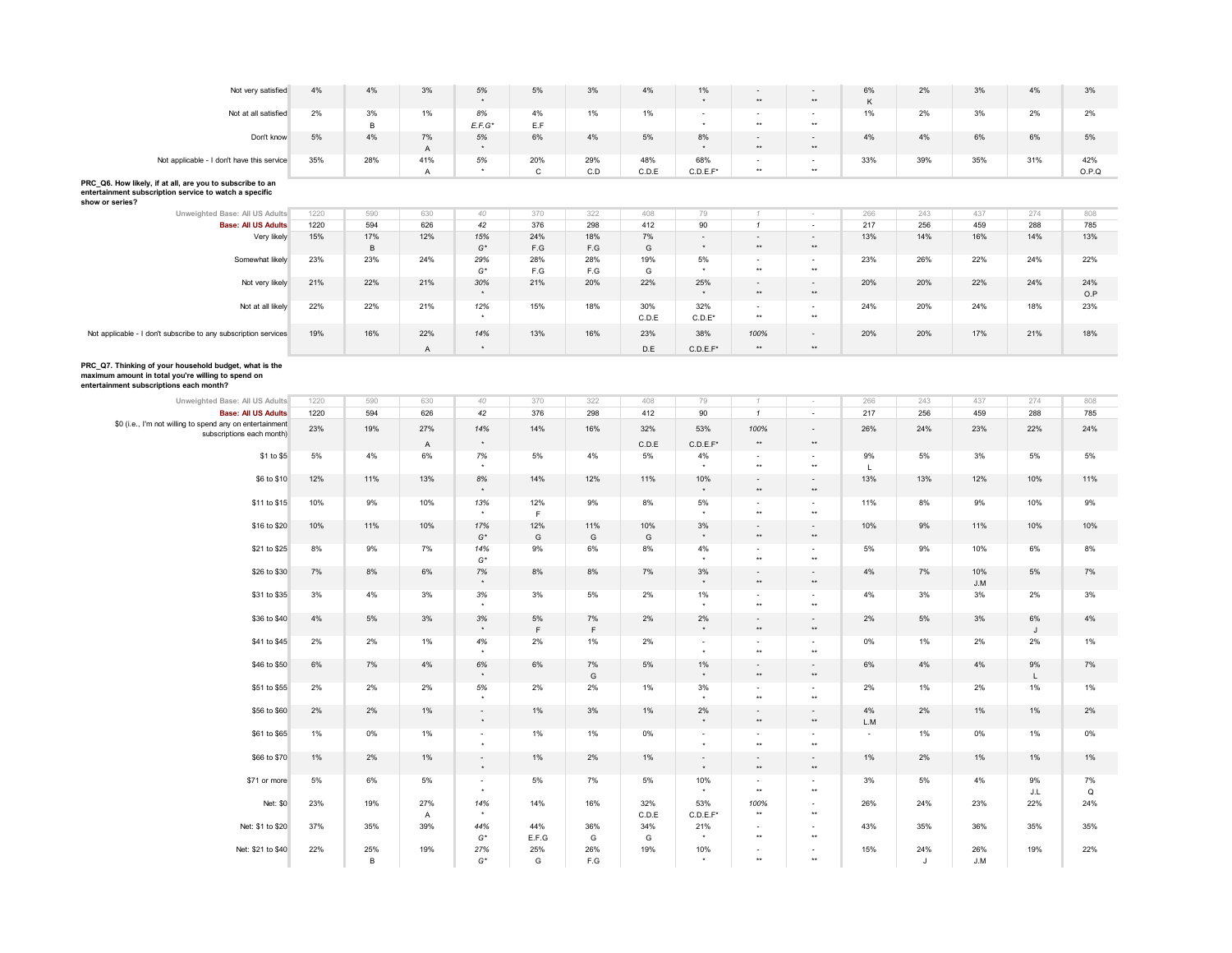| | | | | | | | | | | | | | | | |
|---|---|---|---|---|---|---|---|---|---|---|---|---|---|---|---|
| Not very satisfied | 4% | 4% | 3% | 5% * | 5% | 3% | 4% | 1% * | - ** | - ** | 6% K | 2% | 3% | 4% | 3% |
| Not at all satisfied | 2% | 3% B | 1% | 8% E.F.G* | 4% E.F | 1% | 1% | - * | - ** | - ** | 1% | 2% | 3% | 2% | 2% |
| Don't know | 5% | 4% | 7% A | 5% * | 6% | 4% | 5% | 8% * | - ** | - ** | 4% | 4% | 6% | 6% | 5% |
| Not applicable - I don't have this service | 35% | 28% | 41% A | 5% * | 20% C | 29% C.D | 48% C.D.E | 68% C.D.E.F* | - ** | - ** | 33% | 39% | 35% | 31% | 42% O.P.Q |

**PRC_Q6. How likely, if at all, are you to subscribe to an entertainment subscription service to watch a specific show or series?**

| | | | | | | | | | | | | | | | |
|---|---|---|---|---|---|---|---|---|---|---|---|---|---|---|---|
| Unweighted Base: All US Adults | 1220 | 590 | 630 | 40 | 370 | 322 | 408 | 79 | 1 | - | 266 | 243 | 437 | 274 | 808 |
| Base: All US Adults | 1220 | 594 | 626 | 42 | 376 | 298 | 412 | 90 | 1 | - | 217 | 256 | 459 | 288 | 785 |
| Very likely | 15% | 17% B | 12% | 15% G* | 24% F.G | 18% F.G | 7% G | - * | - ** | - ** | 13% | 14% | 16% | 14% | 13% |
| Somewhat likely | 23% | 23% | 24% | 29% G* | 28% F.G | 28% F.G | 19% G | 5% * | - ** | - ** | 23% | 26% | 22% | 24% | 22% |
| Not very likely | 21% | 22% | 21% | 30% * | 21% | 20% | 22% | 25% * | - ** | - ** | 20% | 20% | 22% | 24% | 24% O.P |
| Not at all likely | 22% | 22% | 21% | 12% * | 15% | 18% | 30% C.D.E | 32% C.D.E* | - ** | - ** | 24% | 20% | 24% | 18% | 23% |
| Not applicable - I don't subscribe to any subscription services | 19% | 16% | 22% A | 14% * | 13% | 16% | 23% D.E | 38% C.D.E.F* | 100% ** | - ** | 20% | 20% | 17% | 21% | 18% |

**PRC_Q7. Thinking of your household budget, what is the maximum amount in total you're willing to spend on entertainment subscriptions each month?**

| | | | | | | | | | | | | | | | |
|---|---|---|---|---|---|---|---|---|---|---|---|---|---|---|---|
| Unweighted Base: All US Adults | 1220 | 590 | 630 | 40 | 370 | 322 | 408 | 79 | 1 | - | 266 | 243 | 437 | 274 | 808 |
| Base: All US Adults | 1220 | 594 | 626 | 42 | 376 | 298 | 412 | 90 | 1 | - | 217 | 256 | 459 | 288 | 785 |
| $0 (i.e., I'm not willing to spend any on entertainment subscriptions each month) | 23% | 19% | 27% A | 14% * | 14% | 16% | 32% C.D.E | 53% C.D.E.F* | 100% ** | - ** | 26% | 24% | 23% | 22% | 24% |
| $1 to $5 | 5% | 4% | 6% | 7% * | 5% | 4% | 5% | 4% * | - ** | - ** | 9% L | 5% | 3% | 5% | 5% |
| $6 to $10 | 12% | 11% | 13% | 8% * | 14% | 12% | 11% | 10% * | - ** | - ** | 13% | 13% | 12% | 10% | 11% |
| $11 to $15 | 10% | 9% | 10% | 13% * | 12% F | 9% | 8% | 5% * | - ** | - ** | 11% | 8% | 9% | 10% | 9% |
| $16 to $20 | 10% | 11% | 10% | 17% G* | 12% G | 11% G | 10% G | 3% * | - ** | - ** | 10% | 9% | 11% | 10% | 10% |
| $21 to $25 | 8% | 9% | 7% | 14% G* | 9% | 6% | 8% | 4% * | - ** | - ** | 5% | 9% | 10% | 6% | 8% |
| $26 to $30 | 7% | 8% | 6% | 7% * | 8% | 8% | 7% | 3% * | - ** | - ** | 4% | 7% | 10% J.M | 5% | 7% |
| $31 to $35 | 3% | 4% | 3% | 3% * | 3% | 5% | 2% | 1% * | - ** | - ** | 4% | 3% | 3% | 2% | 3% |
| $36 to $40 | 4% | 5% | 3% | 3% * | 5% F | 7% F | 2% | 2% * | - ** | - ** | 2% | 5% | 3% | 6% J | 4% |
| $41 to $45 | 2% | 2% | 1% | 4% * | 2% | 1% | 2% | - * | - ** | - ** | 0% | 1% | 2% | 2% | 1% |
| $46 to $50 | 6% | 7% | 4% | 6% * | 6% | 7% G | 5% | 1% * | - ** | - ** | 6% | 4% | 4% | 9% L | 7% |
| $51 to $55 | 2% | 2% | 2% | 5% * | 2% | 2% | 1% | 3% * | - ** | - ** | 2% | 1% | 2% | 1% | 1% |
| $56 to $60 | 2% | 2% | 1% | - * | 1% | 3% | 1% | 2% * | - ** | - ** | 4% L.M | 2% | 1% | 1% | 2% |
| $61 to $65 | 1% | 0% | 1% | - * | 1% | 1% | 0% | - * | - ** | - ** | - | 1% | 0% | 1% | 0% |
| $66 to $70 | 1% | 2% | 1% | - * | 1% | 2% | 1% | - * | - ** | - ** | 1% | 2% | 1% | 1% | 1% |
| $71 or more | 5% | 6% | 5% | - * | 5% | 7% | 5% | 10% * | - ** | - ** | 3% | 5% | 4% | 9% J.L | 7% Q |
| Net: $0 | 23% | 19% | 27% A | 14% * | 14% | 16% | 32% C.D.E | 53% C.D.E.F* | 100% ** | - ** | 26% | 24% | 23% | 22% | 24% |
| Net: $1 to $20 | 37% | 35% | 39% | 44% G* | 44% E.F.G | 36% G | 34% G | 21% * | - ** | - ** | 43% | 35% | 36% | 35% | 35% |
| Net: $21 to $40 | 22% | 25% B | 19% | 27% G* | 25% G | 26% F.G | 19% | 10% * | - ** | - ** | 15% | 24% J | 26% J.M | 19% | 22% |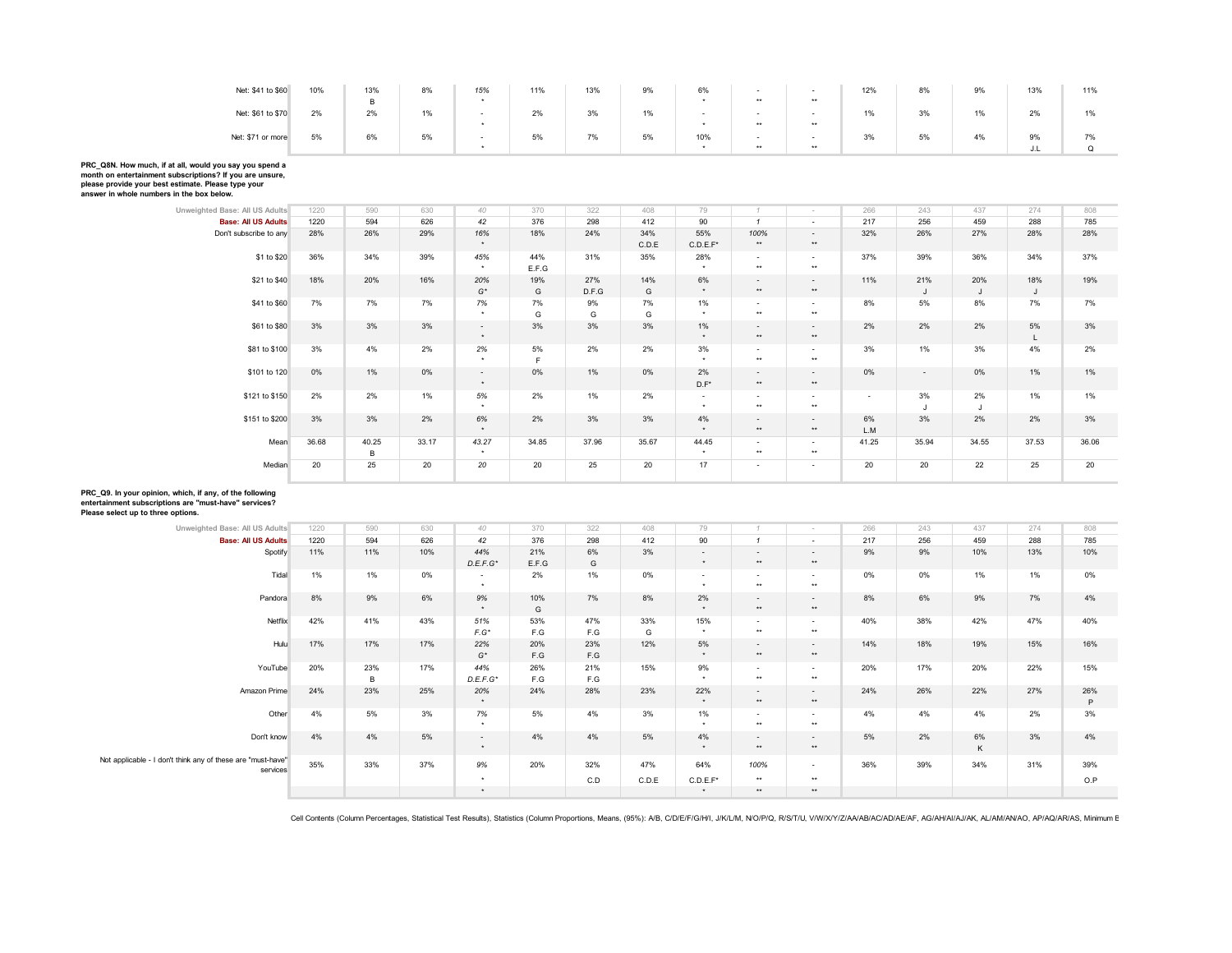| | | | | | | | | | | | | | | | |
|---|---|---|---|---|---|---|---|---|---|---|---|---|---|---|---|
| Net: $41 to $60 | 10% | 13% B | 8% | 15% * | 11% | 13% | 9% | 6% * | - ** | - ** | 12% | 8% | 9% | 13% | 11% |
| Net: $61 to $70 | 2% | 2% | 1% | - * | 2% | 3% | 1% | - * | - ** | - ** | 1% | 3% | 1% | 2% | 1% |
| Net: $71 or more | 5% | 6% | 5% | - * | 5% | 7% | 5% | 10% * | - ** | - ** | 3% | 5% | 4% | 9% J.L | 7% Q |

**PRC_Q8N. How much, if at all, would you say you spend a month on entertainment subscriptions? If you are unsure, please provide your best estimate. Please type your answer in whole numbers in the box below.**

| | | | | | | | | | | | | | | | |
|---|---|---|---|---|---|---|---|---|---|---|---|---|---|---|---|
| Unweighted Base: All US Adults | 1220 | 590 | 630 | 40 | 370 | 322 | 408 | 79 | 1 | - | 266 | 243 | 437 | 274 | 808 |
| **Base: All US Adults** | 1220 | 594 | 626 | 42 | 376 | 298 | 412 | 90 | 1 | - | 217 | 256 | 459 | 288 | 785 |
| Don't subscribe to any | 28% | 26% | 29% | 16% * | 18% | 24% | 34% C.D.E | 55% C.D.E.F* | 100% ** | - ** | 32% | 26% | 27% | 28% | 28% |
| $1 to $20 | 36% | 34% | 39% | 45% * | 44% E.F.G | 31% | 35% | 28% * | - ** | - ** | 37% | 39% | 36% | 34% | 37% |
| $21 to $40 | 18% | 20% | 16% | 20% G* | 19% G | 27% D.F.G | 14% G | 6% * | - ** | - ** | 11% | 21% J | 20% J | 18% J | 19% |
| $41 to $60 | 7% | 7% | 7% | 7% * | 7% G | 9% G | 7% G | 1% * | - ** | - ** | 8% | 5% | 8% | 7% | 7% |
| $61 to $80 | 3% | 3% | 3% | - * | 3% | 3% | 3% | 1% * | - ** | - ** | 2% | 2% | 2% | 5% L | 3% |
| $81 to $100 | 3% | 4% | 2% | 2% * | 5% F | 2% | 2% | 3% * | - ** | - ** | 3% | 1% | 3% | 4% | 2% |
| $101 to 120 | 0% | 1% | 0% | - * | 0% | 1% | 0% | 2% D.F* | - ** | - ** | 0% | - | 0% | 1% | 1% |
| $121 to $150 | 2% | 2% | 1% | 5% * | 2% | 1% | 2% | - * | - ** | - ** | - | 3% J | 2% J | 1% | 1% |
| $151 to $200 | 3% | 3% | 2% | 6% * | 2% | 3% | 3% | 4% * | - ** | - ** | 6% L.M | 3% | 2% | 2% | 3% |
| Mean | 36.68 | 40.25 B | 33.17 | 43.27 * | 34.85 | 37.96 | 35.67 | 44.45 * | - ** | - ** | 41.25 | 35.94 | 34.55 | 37.53 | 36.06 |
| Median | 20 | 25 | 20 | 20 | 20 | 25 | 20 | 17 | - | - | 20 | 20 | 22 | 25 | 20 |

**PRC_Q9. In your opinion, which, if any, of the following entertainment subscriptions are "must-have" services? Please select up to three options.**

| | | | | | | | | | | | | | | | |
|---|---|---|---|---|---|---|---|---|---|---|---|---|---|---|---|
| Unweighted Base: All US Adults | 1220 | 590 | 630 | 40 | 370 | 322 | 408 | 79 | 1 | - | 266 | 243 | 437 | 274 | 808 |
| **Base: All US Adults** | 1220 | 594 | 626 | 42 | 376 | 298 | 412 | 90 | 1 | - | 217 | 256 | 459 | 288 | 785 |
| Spotify | 11% | 11% | 10% | 44% D.E.F.G* | 21% E.F.G | 6% G | 3% | - * | - ** | - ** | 9% | 9% | 10% | 13% | 10% |
| Tidal | 1% | 1% | 0% | - * | 2% | 1% | 0% | - * | - ** | - ** | 0% | 0% | 1% | 1% | 0% |
| Pandora | 8% | 9% | 6% | 9% * | 10% G | 7% | 8% | 2% * | - ** | - ** | 8% | 6% | 9% | 7% | 4% |
| Netflix | 42% | 41% | 43% | 51% F.G* | 53% F.G | 47% F.G | 33% G | 15% * | - ** | - ** | 40% | 38% | 42% | 47% | 40% |
| Hulu | 17% | 17% | 17% | 22% G* | 20% F.G | 23% F.G | 12% | 5% * | - ** | - ** | 14% | 18% | 19% | 15% | 16% |
| YouTube | 20% | 23% B | 17% | 44% D.E.F.G* | 26% F.G | 21% F.G | 15% | 9% * | - ** | - ** | 20% | 17% | 20% | 22% | 15% |
| Amazon Prime | 24% | 23% | 25% | 20% * | 24% | 28% | 23% | 22% * | - ** | - ** | 24% | 26% | 22% | 27% | 26% P |
| Other | 4% | 5% | 3% | 7% * | 5% | 4% | 3% | 1% * | - ** | - ** | 4% | 4% | 4% | 2% | 3% |
| Don't know | 4% | 4% | 5% | - * | 4% | 4% | 5% | 4% * | - ** | - ** | 5% | 2% | 6% K | 3% | 4% |
| Not applicable - I don't think any of these are "must-have" services | 35% | 33% | 37% | 9% * | 20% | 32% C.D | 47% C.D.E | 64% C.D.E.F* | 100% ** | - ** | 36% | 39% | 34% | 31% | 39% O.P |

Cell Contents (Column Percentages, Statistical Test Results), Statistics (Column Proportions, Means, (95%): A/B, C/D/E/F/G/H/I, J/K/L/M, N/O/P/Q, R/S/T/U, V/W/X/Y/Z/AA/AB/AC/AD/AE/AF, AG/AH/AI/AJ/AK, AL/AM/AN/AO, AP/AQ/AR/AS, Minimum B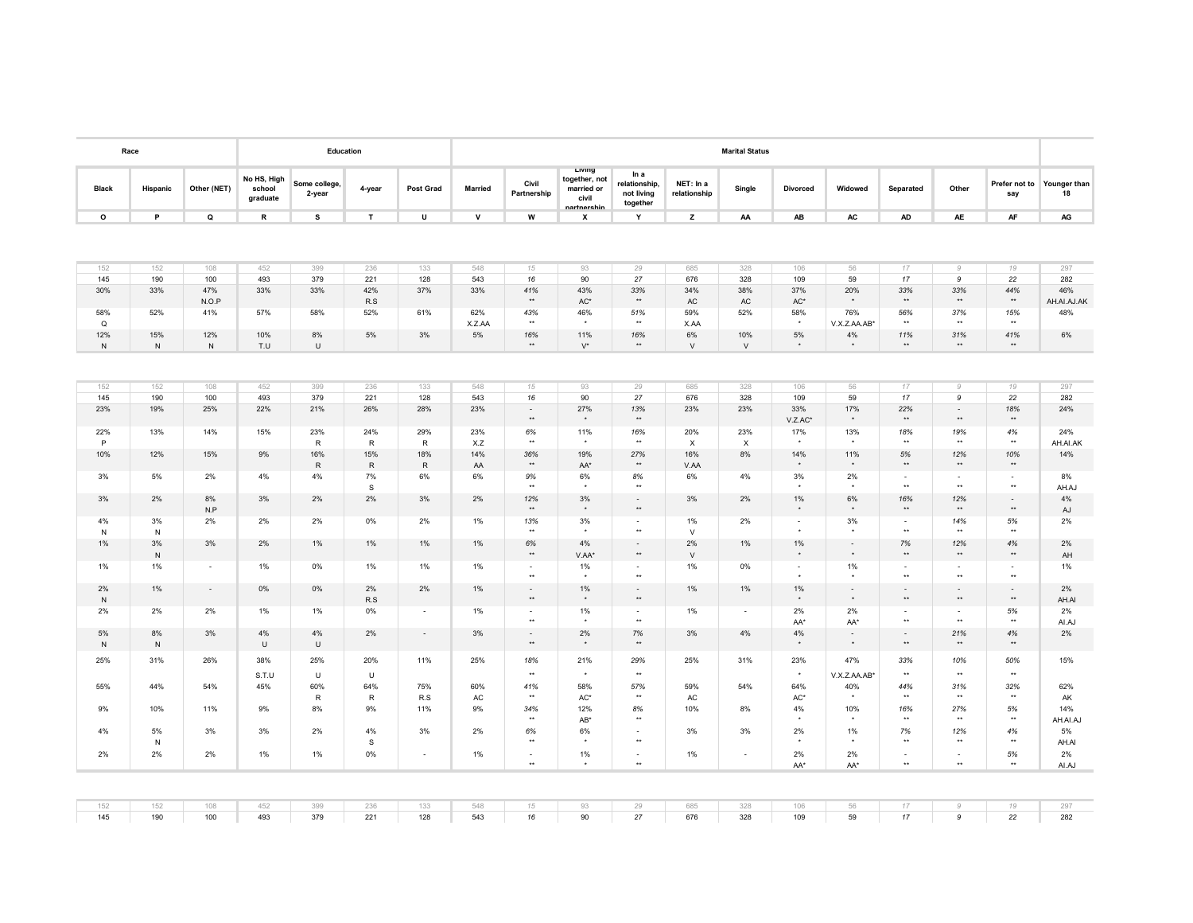| Race | | | Education | | | | Marital Status | | | | | | | | | | | | |
|---|---|---|---|---|---|---|---|---|---|---|---|---|---|---|---|---|---|---|---|
| Black | Hispanic | Other (NET) | No HS, High school graduate | Some college, 2-year | 4-year | Post Grad | Married | Civil Partnership | Living together, not married or civil partnership | In a relationship, not living together | NET: In a relationship | Single | Divorced | Widowed | Separated | Other | Prefer not to say | Younger than 18 |
| O | P | Q | R | S | T | U | V | W | X | Y | Z | AA | AB | AC | AD | AE | AF | AG |

| O | P | Q | R | S | T | U | V | W | X | Y | Z | AA | AB | AC | AD | AE | AF | AG |
|---|---|---|---|---|---|---|---|---|---|---|---|---|---|---|---|---|---|---|
| 152 | 152 | 108 | 452 | 399 | 236 | 133 | 548 | 15 | 93 | 29 | 685 | 328 | 106 | 56 | 17 | 9 | 19 | 297 |
| 145 | 190 | 100 | 493 | 379 | 221 | 128 | 543 | 16 | 90 | 27 | 676 | 328 | 109 | 59 | 17 | 9 | 22 | 282 |
| 30% | 33% | 47% N.O.P | 33% | 33% | 42% R.S | 37% | 33% | 41% ** | 43% AC* | 33% ** | 34% AC | 38% AC | 37% AC* | 20% * | 33% ** | 33% ** | 44% ** | 46% AH.AI.AJ.AK |
| 58% Q | 52% | 41% | 57% | 58% | 52% | 61% | 62% X.Z.AA | 43% ** | 46% * | 51% ** | 59% X.AA | 52% | 58% * | 76% V.X.Z.AA.AB* | 56% ** | 37% ** | 15% ** | 48% |
| 12% N | 15% N | 12% N | 10% T.U | 8% U | 5% | 3% | 5% | 16% ** | 11% V* | 16% ** | 6% V | 10% V | 5% * | 4% * | 11% ** | 31% ** | 41% ** | 6% |

| O | P | Q | R | S | T | U | V | W | X | Y | Z | AA | AB | AC | AD | AE | AF | AG |
|---|---|---|---|---|---|---|---|---|---|---|---|---|---|---|---|---|---|---|
| 152 | 152 | 108 | 452 | 399 | 236 | 133 | 548 | 15 | 93 | 29 | 685 | 328 | 106 | 56 | 17 | 9 | 19 | 297 |
| 145 | 190 | 100 | 493 | 379 | 221 | 128 | 543 | 16 | 90 | 27 | 676 | 328 | 109 | 59 | 17 | 9 | 22 | 282 |
| 23% | 19% | 25% | 22% | 21% | 26% | 28% | 23% | - ** | 27% * | 13% ** | 23% | 23% | 33% V.Z.AC* | 17% * | 22% ** | - ** | 18% ** | 24% |
| 22% P | 13% | 14% | 15% | 23% R | 24% R | 29% R | 23% X.Z | 6% ** | 11% * | 16% ** | 20% X | 23% X | 17% * | 13% * | 18% ** | 19% ** | 4% ** | 24% AH.AI.AK |
| 10% | 12% | 15% | 9% | 16% R | 15% R | 18% R | 14% AA | 36% ** | 19% AA* | 27% ** | 16% V.AA | 8% | 14% * | 11% * | 5% ** | 12% ** | 10% ** | 14% |
| 3% | 5% | 2% | 4% | 4% | 7% S | 6% | 6% | 9% ** | 6% * | 8% ** | 6% | 4% | 3% * | 2% * | - ** | - ** | - ** | 8% AH.AJ |
| 3% | 2% | 8% N.P | 3% | 2% | 2% | 3% | 2% | 12% ** | 3% * | - ** | 3% | 2% | 1% * | 6% * | 16% ** | 12% ** | - ** | 4% AJ |
| 4% N | 3% N | 2% | 2% | 2% | 0% | 2% | 1% | 13% ** | 3% * | - ** | 1% V | 2% | - * | 3% * | - ** | 14% ** | 5% ** | 2% |
| 1% | 3% N | 3% | 2% | 1% | 1% | 1% | 1% | 6% ** | 4% V.AA* | - ** | 2% V | 1% | 1% * | - * | 7% ** | 12% ** | 4% ** | 2% AH |
| 1% | 1% | - | 1% | 0% | 1% | 1% | 1% | - ** | 1% * | - ** | 1% | 0% | - * | 1% * | - ** | - ** | - ** | 1% |
| 2% N | 1% | - | 0% | 0% | 2% R.S | 2% | 1% | - ** | 1% * | - ** | 1% | 1% | 1% * | - * | - ** | - ** | - ** | 2% AH.AI |
| 2% | 2% | 2% | 1% | 1% | 0% | - | 1% | - ** | 1% * | - ** | 1% | - | 2% AA* | 2% AA* | - ** | - ** | 5% ** | 2% AI.AJ |
| 5% N | 8% N | 3% | 4% U | 4% U | 2% | - | 3% | - ** | 2% * | 7% ** | 3% | 4% | 4% * | - * | - ** | 21% ** | 4% ** | 2% |
| 25% | 31% | 26% | 38% S.T.U | 25% U | 20% U | 11% | 25% | 18% ** | 21% * | 29% ** | 25% | 31% | 23% * | 47% V.X.Z.AA.AB* | 33% ** | 10% ** | 50% ** | 15% |
| 55% | 44% | 54% | 45% | 60% R | 64% R | 75% R.S | 60% AC | 41% ** | 58% AC* | 57% ** | 59% AC | 54% | 64% AC* | 40% * | 44% ** | 31% ** | 32% ** | 62% AK |
| 9% | 10% | 11% | 9% | 8% | 9% | 11% | 9% | 34% ** | 12% AB* | 8% ** | 10% | 8% | 4% * | 10% * | 16% ** | 27% ** | 5% ** | 14% AH.AI.AJ |
| 4% | 5% N | 3% | 3% | 2% | 4% S | 3% | 2% | 6% ** | 6% * | - ** | 3% | 3% | 2% * | 1% * | 7% ** | 12% ** | 4% ** | 5% AH.AI |
| 2% | 2% | 2% | 1% | 1% | 0% | - | 1% | - ** | 1% * | - ** | 1% | - | 2% AA* | 2% AA* | - ** | - ** | 5% ** | 2% AI.AJ |

| O | P | Q | R | S | T | U | V | W | X | Y | Z | AA | AB | AC | AD | AE | AF | AG |
|---|---|---|---|---|---|---|---|---|---|---|---|---|---|---|---|---|---|---|
| 152 | 152 | 108 | 452 | 399 | 236 | 133 | 548 | 15 | 93 | 29 | 685 | 328 | 106 | 56 | 17 | 9 | 19 | 297 |
| 145 | 190 | 100 | 493 | 379 | 221 | 128 | 543 | 16 | 90 | 27 | 676 | 328 | 109 | 59 | 17 | 9 | 22 | 282 |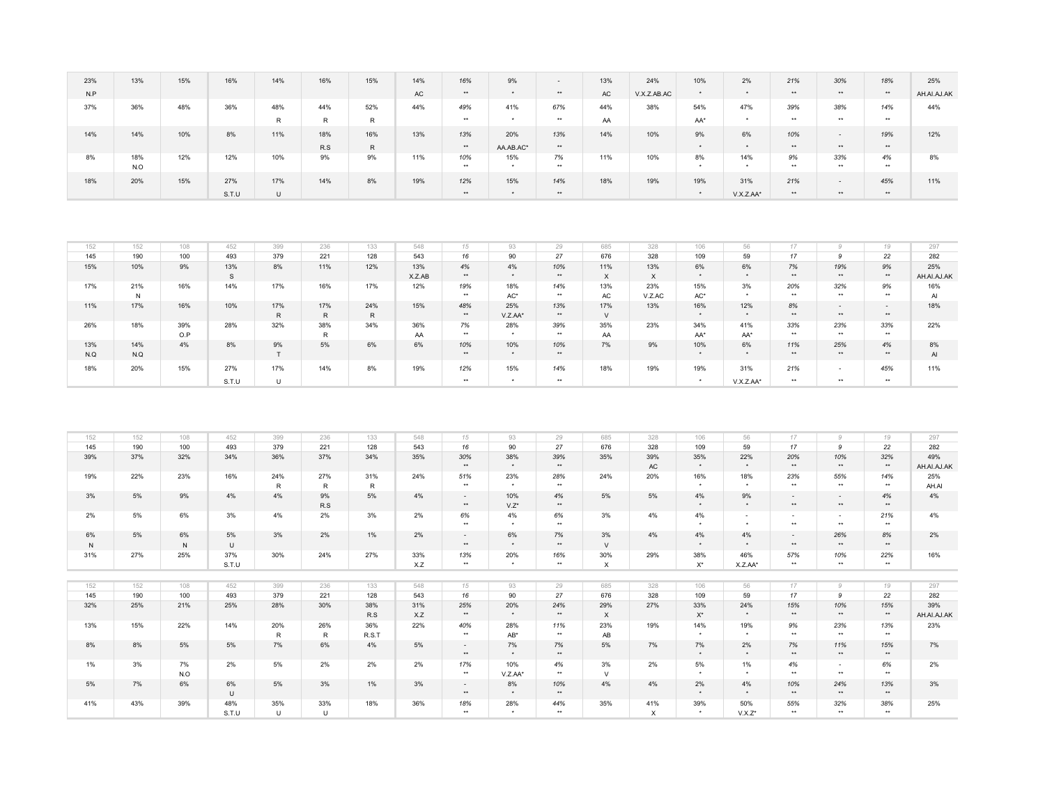| 23% N.P | 13% | 15% | 16% | 14% | 16% | 15% | 14% AC | 16% ** | 9% * | - ** | 13% AC | 24% V.X.Z.AB.AC | 10% * | 2% * | 21% ** | 30% ** | 18% ** | 25% AH.AI.AJ.AK |
|---|---|---|---|---|---|---|---|---|---|---|---|---|---|---|---|---|---|---|
| 37% | 36% | 48% | 36% | 48% R | 44% R | 52% R | 44% | 49% ** | 41% * | 67% ** | 44% AA | 38% | 54% AA* | 47% * | 39% ** | 38% ** | 14% ** | 44% |
| 14% | 14% | 10% | 8% | 11% | 18% R.S | 16% R | 13% | 13% ** | 20% AA.AB.AC* | 13% ** | 14% | 10% | 9% * | 6% * | 10% ** | - ** | 19% ** | 12% |
| 8% | 18% N.O | 12% | 12% | 10% | 9% | 9% | 11% | 10% ** | 15% * | 7% ** | 11% | 10% | 8% * | 14% * | 9% ** | 33% ** | 4% ** | 8% |
| 18% | 20% | 15% | 27% S.T.U | 17% U | 14% | 8% | 19% | 12% ** | 15% * | 14% ** | 18% | 19% | 19% * | 31% V.X.Z.AA* | 21% ** | - ** | 45% ** | 11% |

| 152 | 152 | 108 | 452 | 399 | 236 | 133 | 548 | 15 | 93 | 29 | 685 | 328 | 106 | 56 | 17 | 9 | 19 | 297 |
|---|---|---|---|---|---|---|---|---|---|---|---|---|---|---|---|---|---|---|
| 145 | 190 | 100 | 493 | 379 | 221 | 128 | 543 | 16 | 90 | 27 | 676 | 328 | 109 | 59 | 17 | 9 | 22 | 282 |
| 15% | 10% | 9% | 13% S | 8% | 11% | 12% | 13% X.Z.AB | 4% ** | 4% * | 10% ** | 11% X | 13% X | 6% * | 6% * | 7% ** | 19% ** | 9% ** | 25% AH.AI.AJ.AK |
| 17% | 21% N | 16% | 14% | 17% | 16% | 17% | 12% | 19% ** | 18% AC* | 14% ** | 13% AC | 23% V.Z.AC | 15% AC* | 3% * | 20% ** | 32% ** | 9% ** | 16% AI |
| 11% | 17% | 16% | 10% | 17% R | 17% R | 24% R | 15% | 48% ** | 25% V.Z.AA* | 13% ** | 17% V | 13% | 16% * | 12% * | 8% ** | - ** | - ** | 18% |
| 26% | 18% | 39% O.P | 28% | 32% | 38% R | 34% | 36% AA | 7% ** | 28% * | 39% ** | 35% AA | 23% | 34% AA* | 41% AA* | 33% ** | 23% ** | 33% ** | 22% |
| 13% N.Q | 14% N.Q | 4% | 8% | 9% T | 5% | 6% | 6% | 10% ** | 10% * | 10% ** | 7% | 9% | 10% * | 6% * | 11% ** | 25% ** | 4% ** | 8% AI |
| 18% | 20% | 15% | 27% S.T.U | 17% U | 14% | 8% | 19% | 12% ** | 15% * | 14% ** | 18% | 19% | 19% * | 31% V.X.Z.AA* | 21% ** | - ** | 45% ** | 11% |

| 152 | 152 | 108 | 452 | 399 | 236 | 133 | 548 | 15 | 93 | 29 | 685 | 328 | 106 | 56 | 17 | 9 | 19 | 297 |
|---|---|---|---|---|---|---|---|---|---|---|---|---|---|---|---|---|---|---|
| 145 | 190 | 100 | 493 | 379 | 221 | 128 | 543 | 16 | 90 | 27 | 676 | 328 | 109 | 59 | 17 | 9 | 22 | 282 |
| 39% | 37% | 32% | 34% | 36% | 37% | 34% | 35% | 30% ** | 38% * | 39% ** | 35% | 39% AC | 35% * | 22% * | 20% ** | 10% ** | 32% ** | 49% AH.AI.AJ.AK |
| 19% | 22% | 23% | 16% | 24% R | 27% R | 31% R | 24% | 51% ** | 23% * | 28% ** | 24% | 20% | 16% * | 18% * | 23% ** | 55% ** | 14% ** | 25% AH.AI |
| 3% | 5% | 9% | 4% | 4% | 9% R.S | 5% | 4% | - ** | 10% V.Z* | 4% ** | 5% | 5% | 4% * | 9% * | - ** | - ** | 4% ** | 4% |
| 2% | 5% | 6% | 3% | 4% | 2% | 3% | 2% | 6% ** | 4% * | 6% ** | 3% | 4% | 4% * | - * | - ** | - ** | 21% ** | 4% |
| 6% N | 5% | 6% N | 5% U | 3% | 2% | 1% | 2% | - ** | 6% * | 7% ** | 3% V | 4% | 4% * | 4% * | - ** | 26% ** | 8% ** | 2% |
| 31% | 27% | 25% | 37% S.T.U | 30% | 24% | 27% | 33% X.Z | 13% ** | 20% * | 16% ** | 30% X | 29% | 38% X* | 46% X.Z.AA* | 57% ** | 10% ** | 22% ** | 16% |

| 152 | 152 | 108 | 452 | 399 | 236 | 133 | 548 | 15 | 93 | 29 | 685 | 328 | 106 | 56 | 17 | 9 | 19 | 297 |
|---|---|---|---|---|---|---|---|---|---|---|---|---|---|---|---|---|---|---|
| 145 | 190 | 100 | 493 | 379 | 221 | 128 | 543 | 16 | 90 | 27 | 676 | 328 | 109 | 59 | 17 | 9 | 22 | 282 |
| 32% | 25% | 21% | 25% | 28% | 30% | 38% R.S | 31% X.Z | 25% ** | 20% * | 24% ** | 29% X | 27% | 33% X* | 24% * | 15% ** | 10% ** | 15% ** | 39% AH.AI.AJ.AK |
| 13% | 15% | 22% | 14% | 20% R | 26% R | 36% R.S.T | 22% | 40% ** | 28% AB* | 11% ** | 23% AB | 19% | 14% * | 19% * | 9% ** | 23% ** | 13% ** | 23% |
| 8% | 8% | 5% | 5% | 7% | 6% | 4% | 5% | - ** | 7% * | 7% ** | 5% | 7% | 7% * | 2% * | 7% ** | 11% ** | 15% ** | 7% |
| 1% | 3% | 7% N.O | 2% | 5% | 2% | 2% | 2% | 17% ** | 10% V.Z.AA* | 4% ** | 3% V | 2% | 5% * | 1% * | 4% ** | - ** | 6% ** | 2% |
| 5% | 7% | 6% | 6% U | 5% | 3% | 1% | 3% | - ** | 8% * | 10% ** | 4% | 4% | 2% * | 4% * | 10% ** | 24% ** | 13% ** | 3% |
| 41% | 43% | 39% | 48% S.T.U | 35% U | 33% U | 18% | 36% | 18% ** | 28% * | 44% ** | 35% | 41% X | 39% * | 50% V.X.Z* | 55% ** | 32% ** | 38% ** | 25% |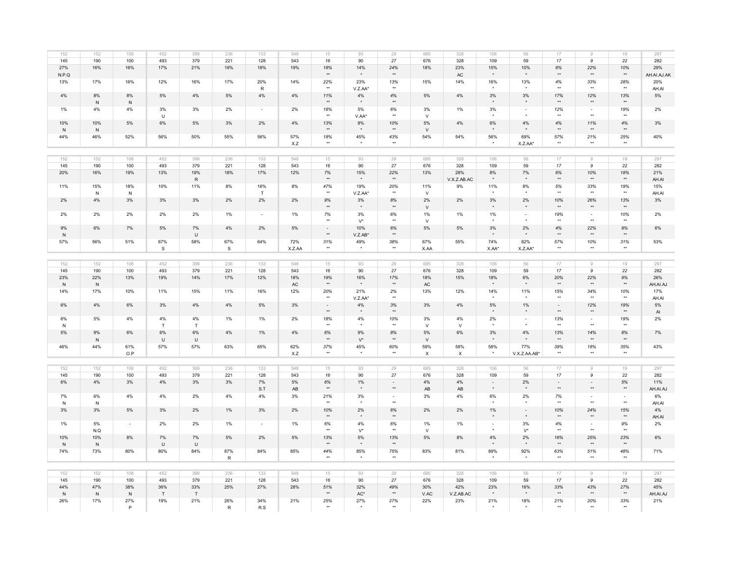| 152 | 152 | 108 | 452 | 399 | 236 | 133 | 548 | 15 | 93 | 29 | 685 | 328 | 106 | 56 | 17 | 9 | 19 | 297 |
|---|---|---|---|---|---|---|---|---|---|---|---|---|---|---|---|---|---|---|
| 145 | 190 | 100 | 493 | 379 | 221 | 128 | 543 | 16 | 90 | 27 | 676 | 328 | 109 | 59 | 17 | 9 | 22 | 282 |
| 27% N.P.Q | 16% | 16% | 17% | 21% | 19% | 18% | 19% | 18% ** | 14% * | 24% ** | 18% | 23% AC | 15% * | 10% * | 6% ** | 22% ** | 10% ** | 29% AH.AI.AJ.AK |
| 13% | 17% | 16% | 12% | 16% | 17% | 20% R | 14% | 22% ** | 23% V.Z.AA* | 13% ** | 15% | 14% | 16% * | 13% * | 4% ** | 33% ** | 28% ** | 20% AH.AI |
| 4% | 8% N | 8% N | 5% | 4% | 5% | 4% | 4% | 11% ** | 4% * | 4% ** | 5% | 4% | 3% * | 3% * | 17% ** | 12% ** | 13% ** | 5% |
| 1% | 4% | 4% | 3% U | 3% | 2% | - | 2% | 18% ** | 5% V.AA* | 6% ** | 3% V | 1% | 3% * | - * | 12% ** | - ** | 19% ** | 2% |
| 10% N | 10% N | 5% | 6% | 5% | 3% | 2% | 4% | 13% ** | 8% * | 10% ** | 5% V | 4% | 6% * | 4% * | 4% ** | 11% ** | 4% ** | 3% |
| 44% | 46% | 52% | 56% | 50% | 55% | 56% | 57% X.Z | 18% ** | 45% * | 43% ** | 54% | 54% | 56% * | 69% X.Z.AA* | 57% ** | 21% ** | 25% ** | 40% |

| 152 | 152 | 108 | 452 | 399 | 236 | 133 | 548 | 15 | 93 | 29 | 685 | 328 | 106 | 56 | 17 | 9 | 19 | 297 |
|---|---|---|---|---|---|---|---|---|---|---|---|---|---|---|---|---|---|---|
| 145 | 190 | 100 | 493 | 379 | 221 | 128 | 543 | 16 | 90 | 27 | 676 | 328 | 109 | 59 | 17 | 9 | 22 | 282 |
| 20% | 16% | 19% | 13% | 19% R | 18% | 17% | 12% | 7% ** | 15% * | 22% ** | 13% | 28% V.X.Z.AB.AC | 8% * | 7% * | 6% ** | 10% ** | 18% ** | 21% AH.AI |
| 11% | 15% N | 18% N | 10% | 11% | 8% | 16% T | 8% | 47% ** | 19% V.Z.AA* | 20% ** | 11% V | 9% | 11% * | 8% * | 5% ** | 33% ** | 19% ** | 15% AH.AI |
| 2% | 4% | 3% | 3% | 3% | 2% | 2% | 2% | 9% ** | 3% * | 8% ** | 2% V | 2% | 3% * | 2% * | 10% ** | 26% ** | 13% ** | 3% |
| 2% | 2% | 2% | 2% | 2% | 1% | - | 1% | 7% ** | 3% V* | 6% ** | 1% V | 1% | 1% * | - * | 19% ** | - ** | 10% ** | 2% |
| 9% N | 6% | 7% | 5% | 7% U | 4% | 2% | 5% | - ** | 10% V.Z.AB* | 6% ** | 5% | 5% | 3% * | 2% * | 4% ** | 22% ** | 9% ** | 6% |
| 57% | 56% | 51% | 67% S | 58% | 67% S | 64% | 72% X.Z.AA | 31% ** | 49% * | 38% ** | 67% X.AA | 55% | 74% X.AA* | 82% X.Z.AA* | 57% ** | 10% ** | 31% ** | 53% |

| 152 | 152 | 108 | 452 | 399 | 236 | 133 | 548 | 15 | 93 | 29 | 685 | 328 | 106 | 56 | 17 | 9 | 19 | 297 |
|---|---|---|---|---|---|---|---|---|---|---|---|---|---|---|---|---|---|---|
| 145 | 190 | 100 | 493 | 379 | 221 | 128 | 543 | 16 | 90 | 27 | 676 | 328 | 109 | 59 | 17 | 9 | 22 | 282 |
| 23% N | 22% N | 13% | 19% | 14% | 17% | 12% | 18% AC | 19% ** | 16% * | 17% ** | 18% AC | 15% | 18% * | 6% * | 20% ** | 22% ** | 9% ** | 26% AH.AI.AJ |
| 14% | 17% | 10% | 11% | 15% | 11% | 16% | 12% | 20% ** | 21% V.Z.AA* | 2% ** | 13% | 12% | 14% * | 11% * | 15% ** | 34% ** | 10% ** | 17% AH.AI |
| 6% | 4% | 6% | 3% | 4% | 4% | 5% | 3% | - ** | 4% * | 3% ** | 3% | 4% | 5% * | 1% * | - ** | 12% ** | 19% ** | 5% AI |
| 6% N | 5% | 4% | 4% T | 4% T | 1% | 1% | 2% | 18% ** | 4% * | 10% ** | 3% V | 4% V | 2% * | - * | 13% ** | - ** | 19% ** | 2% |
| 5% | 9% N | 6% | 6% U | 6% U | 4% | 1% | 4% | 6% ** | 9% V* | 8% ** | 5% V | 6% | 3% * | 4% * | 13% ** | 14% ** | 8% ** | 7% |
| 46% | 44% | 61% O.P | 57% | 57% | 63% | 65% | 62% X.Z | 37% ** | 45% * | 60% ** | 59% X | 58% X | 58% * | 77% V.X.Z.AA.AB* | 39% ** | 18% ** | 35% ** | 43% |

| 152 | 152 | 108 | 452 | 399 | 236 | 133 | 548 | 15 | 93 | 29 | 685 | 328 | 106 | 56 | 17 | 9 | 19 | 297 |
|---|---|---|---|---|---|---|---|---|---|---|---|---|---|---|---|---|---|---|
| 145 | 190 | 100 | 493 | 379 | 221 | 128 | 543 | 16 | 90 | 27 | 676 | 328 | 109 | 59 | 17 | 9 | 22 | 282 |
| 6% | 4% | 3% | 4% | 3% | 3% | 7% S.T | 5% AB | 6% ** | 1% * | - ** | 4% AB | 4% AB | - * | 2% * | - ** | - ** | 5% ** | 11% AH.AI.AJ |
| 7% N | 6% N | 4% | 4% | 2% | 4% | 4% | 3% | 21% ** | 3% * | - ** | 3% | 4% | 6% * | 2% * | 7% ** | - ** | - ** | 6% AH.AI |
| 3% | 3% | 5% | 3% | 2% | 1% | 3% | 2% | 10% ** | 2% * | 6% ** | 2% | 2% | 1% * | - * | 10% ** | 24% ** | 15% ** | 4% AH.AI |
| 1% | 5% N.Q | - | 2% | 2% | 1% | - | 1% | 6% ** | 4% V* | 6% ** | 1% V | 1% | - * | 3% V* | 4% ** | - ** | 9% ** | 2% |
| 10% N | 10% N | 8% | 7% U | 7% U | 5% | 2% | 5% | 13% ** | 5% * | 13% ** | 5% | 8% | 4% * | 2% * | 16% ** | 25% ** | 23% ** | 6% |
| 74% | 73% | 80% | 80% | 84% | 87% R | 84% | 85% | 44% ** | 85% * | 75% ** | 83% | 81% | 89% * | 92% * | 63% ** | 51% ** | 48% ** | 71% |

| 152 | 152 | 108 | 452 | 399 | 236 | 133 | 548 | 15 | 93 | 29 | 685 | 328 | 106 | 56 | 17 | 9 | 19 | 297 |
|---|---|---|---|---|---|---|---|---|---|---|---|---|---|---|---|---|---|---|
| 145 | 190 | 100 | 493 | 379 | 221 | 128 | 543 | 16 | 90 | 27 | 676 | 328 | 109 | 59 | 17 | 9 | 22 | 282 |
| 44% N | 47% N | 38% N | 36% T | 33% T | 25% | 27% | 28% | 51% ** | 32% AC* | 49% ** | 30% V.AC | 42% V.Z.AB.AC | 23% * | 16% * | 33% ** | 43% ** | 27% ** | 45% AH.AI.AJ |
| 26% | 17% | 27% P | 19% | 21% | 26% R | 34% R.S | 21% | 25% ** | 27% * | 27% ** | 22% | 23% | 21% * | 18% * | 21% ** | 20% ** | 33% ** | 21% |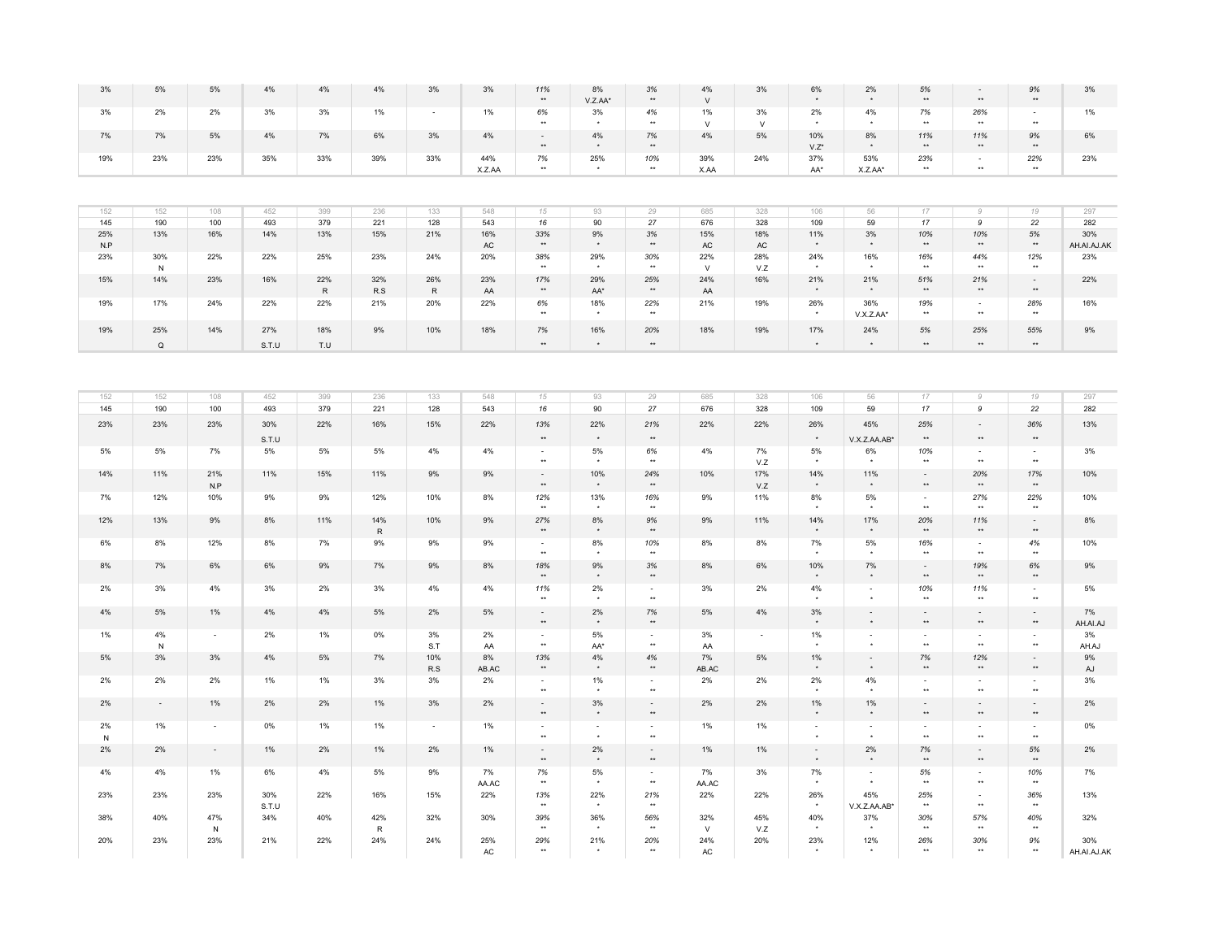| | | | | | | | | | | | | | | | | | | |
|---|---|---|---|---|---|---|---|---|---|---|---|---|---|---|---|---|---|---|
| 3% | 5% | 5% | 4% | 4% | 4% | 3% | 3% | 11% ** | 8% V.Z.AA* | 3% ** | 4% V | 3% | 6% * | 2% * | 5% ** | - ** | 9% ** | 3% |
| 3% | 2% | 2% | 3% | 3% | 1% | - | 1% | 6% ** | 3% * | 4% ** | 1% V | 3% V | 2% * | 4% * | 7% ** | 26% ** | - ** | 1% |
| 7% | 7% | 5% | 4% | 7% | 6% | 3% | 4% | - ** | 4% * | 7% ** | 4% | 5% | 10% V.Z* | 8% * | 11% ** | 11% ** | 9% ** | 6% |
| 19% | 23% | 23% | 35% | 33% | 39% | 33% | 44% X.Z.AA | 7% ** | 25% * | 10% ** | 39% X.AA | 24% | 37% AA* | 53% X.Z.AA* | 23% ** | - ** | 22% ** | 23% |

| | | | | | | | | | | | | | | | | | | |
|---|---|---|---|---|---|---|---|---|---|---|---|---|---|---|---|---|---|---|
| 152 | 152 | 108 | 452 | 399 | 236 | 133 | 548 | 15 | 93 | 29 | 685 | 328 | 106 | 56 | 17 | 9 | 19 | 297 |
| 145 | 190 | 100 | 493 | 379 | 221 | 128 | 543 | 16 | 90 | 27 | 676 | 328 | 109 | 59 | 17 | 9 | 22 | 282 |
| 25% N.P | 13% | 16% | 14% | 13% | 15% | 21% | 16% AC | 33% ** | 9% * | 3% ** | 15% AC | 18% AC | 11% * | 3% * | 10% ** | 10% ** | 5% ** | 30% AH.AI.AJ.AK |
| 23% | 30% N | 22% | 22% | 25% | 23% | 24% | 20% | 38% ** | 29% * | 30% ** | 22% V | 28% V.Z | 24% * | 16% * | 16% ** | 44% ** | 12% ** | 23% |
| 15% | 14% | 23% | 16% | 22% R | 32% R.S | 26% R | 23% AA | 17% ** | 29% AA* | 25% ** | 24% AA | 16% | 21% * | 21% * | 51% ** | 21% ** | - ** | 22% |
| 19% | 17% | 24% | 22% | 22% | 21% | 20% | 22% | 6% ** | 18% * | 22% ** | 21% | 19% | 26% * | 36% V.X.Z.AA* | 19% ** | - ** | 28% ** | 16% |
| 19% | 25% Q | 14% | 27% S.T.U | 18% T.U | 9% | 10% | 18% | 7% ** | 16% * | 20% ** | 18% | 19% | 17% * | 24% * | 5% ** | 25% ** | 55% ** | 9% |

| | | | | | | | | | | | | | | | | | | |
|---|---|---|---|---|---|---|---|---|---|---|---|---|---|---|---|---|---|---|
| 152 | 152 | 108 | 452 | 399 | 236 | 133 | 548 | 15 | 93 | 29 | 685 | 328 | 106 | 56 | 17 | 9 | 19 | 297 |
| 145 | 190 | 100 | 493 | 379 | 221 | 128 | 543 | 16 | 90 | 27 | 676 | 328 | 109 | 59 | 17 | 9 | 22 | 282 |
| 23% | 23% | 23% | 30% S.T.U | 22% | 16% | 15% | 22% | 13% ** | 22% * | 21% ** | 22% | 22% | 26% * | 45% V.X.Z.AA.AB* | 25% ** | - ** | 36% ** | 13% |
| 5% | 5% | 7% | 5% | 5% | 5% | 4% | 4% | - ** | 5% * | 6% ** | 4% | 7% V.Z | 5% * | 6% * | 10% ** | - ** | - ** | 3% |
| 14% | 11% | 21% N.P | 11% | 15% | 11% | 9% | 9% | - ** | 10% * | 24% ** | 10% | 17% V.Z | 14% * | 11% * | - ** | 20% ** | 17% ** | 10% |
| 7% | 12% | 10% | 9% | 9% | 12% | 10% | 8% | 12% ** | 13% * | 16% ** | 9% | 11% | 8% * | 5% * | - ** | 27% ** | 22% ** | 10% |
| 12% | 13% | 9% | 8% | 11% | 14% R | 10% | 9% | 27% ** | 8% * | 9% ** | 9% | 11% | 14% * | 17% * | 20% ** | 11% ** | - ** | 8% |
| 6% | 8% | 12% | 8% | 7% | 9% | 9% | 9% | - ** | 8% * | 10% ** | 8% | 8% | 7% * | 5% * | 16% ** | - ** | 4% ** | 10% |
| 8% | 7% | 6% | 6% | 9% | 7% | 9% | 8% | 18% ** | 9% * | 3% ** | 8% | 6% | 10% * | 7% * | - ** | 19% ** | 6% ** | 9% |
| 2% | 3% | 4% | 3% | 2% | 3% | 4% | 4% | 11% ** | 2% * | - ** | 3% | 2% | 4% * | - * | 10% ** | 11% ** | - ** | 5% |
| 4% | 5% | 1% | 4% | 4% | 5% | 2% | 5% | - ** | 2% * | 7% ** | 5% | 4% | 3% * | - * | - ** | - ** | - ** | 7% AH.AI.AJ |
| 1% | 4% N | - | 2% | 1% | 0% | 3% S.T | 2% AA | - ** | 5% AA* | - ** | 3% AA | - | 1% * | - * | - ** | - ** | - ** | 3% AH.AJ |
| 5% | 3% | 3% | 4% | 5% | 7% | 10% R.S | 8% AB.AC | 13% ** | 4% * | 4% ** | 7% AB.AC | 5% | 1% * | - * | 7% ** | 12% ** | - ** | 9% AJ |
| 2% | 2% | 2% | 1% | 1% | 3% | 3% | 2% | - ** | 1% * | - ** | 2% | 2% | 2% * | 4% * | - ** | - ** | - ** | 3% |
| 2% | - | 1% | 2% | 2% | 1% | 3% | 2% | - ** | 3% * | - ** | 2% | 2% | 1% * | 1% * | - ** | - ** | - ** | 2% |
| 2% N | 1% | - | 0% | 1% | 1% | - | 1% | - ** | - * | - ** | 1% | 1% | - * | - * | - ** | - ** | - ** | 0% |
| 2% | 2% | - | 1% | 2% | 1% | 2% | 1% | - ** | 2% * | - ** | 1% | 1% | - * | 2% * | 7% ** | - ** | 5% ** | 2% |
| 4% | 4% | 1% | 6% | 4% | 5% | 9% | 7% AA.AC | 7% ** | 5% * | - ** | 7% AA.AC | 3% | 7% * | - * | 5% ** | - ** | 10% ** | 7% |
| 23% | 23% | 23% | 30% S.T.U | 22% | 16% | 15% | 22% | 13% ** | 22% * | 21% ** | 22% | 22% | 26% * | 45% V.X.Z.AA.AB* | 25% ** | - ** | 36% ** | 13% |
| 38% | 40% | 47% N | 34% | 40% | 42% R | 32% | 30% | 39% ** | 36% * | 56% ** | 32% V | 45% V.Z | 40% * | 37% * | 30% ** | 57% ** | 40% ** | 32% |
| 20% | 23% | 23% | 21% | 22% | 24% | 24% | 25% AC | 29% ** | 21% * | 20% ** | 24% AC | 20% | 23% * | 12% * | 26% ** | 30% ** | 9% ** | 30% AH.AI.AJ.AK |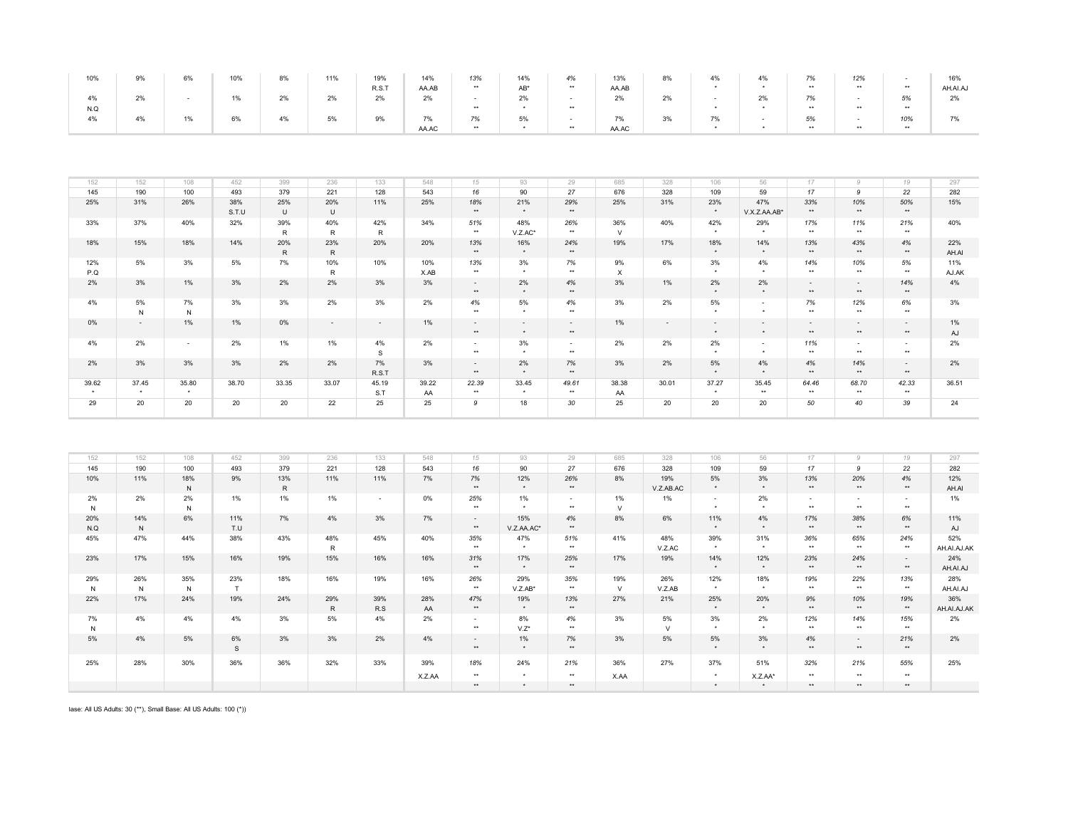| | | | | | | | | | | | | | | | | | | |
|---|---|---|---|---|---|---|---|---|---|---|---|---|---|---|---|---|---|---|
| 10% | 9% | 6% | 10% | 8% | 11% | 19% R.S.T | 14% AA.AB | 13% ** | 14% AB* | 4% ** | 13% AA.AB | 8% | 4% * | 4% * | 7% ** | 12% ** | - ** | 16% AH.AI.AJ |
| 4% N.Q | 2% | - | 1% | 2% | 2% | 2% | 2% | - ** | 2% * | - ** | 2% | 2% | - * | 2% * | 7% ** | - ** | 5% ** | 2% |
| 4% | 4% | 1% | 6% | 4% | 5% | 9% | 7% AA.AC | 7% ** | 5% * | - ** | 7% AA.AC | 3% | 7% * | - * | 5% ** | - ** | 10% ** | 7% |

| | | | | | | | | | | | | | | | | | | |
|---|---|---|---|---|---|---|---|---|---|---|---|---|---|---|---|---|---|---|
| 152 | 152 | 108 | 452 | 399 | 236 | 133 | 548 | 15 | 93 | 29 | 685 | 328 | 106 | 56 | 17 | 9 | 19 | 297 |
| 145 | 190 | 100 | 493 | 379 | 221 | 128 | 543 | 16 | 90 | 27 | 676 | 328 | 109 | 59 | 17 | 9 | 22 | 282 |
| 25% | 31% | 26% | 38% S.T.U | 25% U | 20% U | 11% | 25% | 18% ** | 21% * | 29% ** | 25% | 31% | 23% * | 47% V.X.Z.AA.AB* | 33% ** | 10% ** | 50% ** | 15% |
| 33% | 37% | 40% | 32% | 39% R | 40% R | 42% R | 34% | 51% ** | 48% V.Z.AC* | 26% ** | 36% V | 40% | 42% * | 29% * | 17% ** | 11% ** | 21% ** | 40% |
| 18% | 15% | 18% | 14% | 20% R | 23% R | 20% | 20% | 13% ** | 16% * | 24% ** | 19% | 17% | 18% * | 14% * | 13% ** | 43% ** | 4% ** | 22% AH.AI |
| 12% P.Q | 5% | 3% | 5% | 7% | 10% R | 10% | 10% X.AB | 13% ** | 3% * | 7% ** | 9% X | 6% | 3% * | 4% * | 14% ** | 10% ** | 5% ** | 11% AJ.AK |
| 2% | 3% | 1% | 3% | 2% | 2% | 3% | 3% | - ** | 2% * | 4% ** | 3% | 1% | 2% * | 2% * | - ** | - ** | 14% ** | 4% |
| 4% | 5% N | 7% N | 3% | 3% | 2% | 3% | 2% | 4% ** | 5% * | 4% ** | 3% | 2% | 5% * | - * | 7% ** | 12% ** | 6% ** | 3% |
| 0% | - | 1% | 1% | 0% | - | - | 1% | - ** | - * | - ** | 1% | - | - * | - * | - ** | - ** | - ** | 1% AJ |
| 4% | 2% | - | 2% | 1% | 1% | 4% S | 2% | - ** | 3% * | - ** | 2% | 2% | 2% * | - * | 11% ** | - ** | - ** | 2% |
| 2% | 3% | 3% | 3% | 2% | 2% | 7% R.S.T | 3% | - ** | 2% * | 7% ** | 3% | 2% | 5% * | 4% * | 4% ** | 14% ** | - ** | 2% |
| 39.62 * | 37.45 * | 35.80 * | 38.70 | 33.35 | 33.07 | 45.19 S.T | 39.22 AA | 22.39 ** | 33.45 * | 49.61 ** | 38.38 AA | 30.01 | 37.27 * | 35.45 ** | 64.46 ** | 68.70 ** | 42.33 ** | 36.51 |
| 29 | 20 | 20 | 20 | 20 | 22 | 25 | 25 | 9 | 18 | 30 | 25 | 20 | 20 | 20 | 50 | 40 | 39 | 24 |

| | | | | | | | | | | | | | | | | | | |
|---|---|---|---|---|---|---|---|---|---|---|---|---|---|---|---|---|---|---|
| 152 | 152 | 108 | 452 | 399 | 236 | 133 | 548 | 15 | 93 | 29 | 685 | 328 | 106 | 56 | 17 | 9 | 19 | 297 |
| 145 | 190 | 100 | 493 | 379 | 221 | 128 | 543 | 16 | 90 | 27 | 676 | 328 | 109 | 59 | 17 | 9 | 22 | 282 |
| 10% | 11% | 18% N | 9% | 13% R | 11% | 11% | 7% | 7% ** | 12% * | 26% ** | 8% | 19% V.Z.AB.AC | 5% * | 3% * | 13% ** | 20% ** | 4% ** | 12% AH.AI |
| 2% N | 2% | 2% N | 1% | 1% | 1% | - | 0% | 25% ** | 1% * | - ** | 1% V | 1% | - * | 2% * | - ** | - ** | - ** | 1% |
| 20% N.Q | 14% N | 6% | 11% T.U | 7% | 4% | 3% | 7% | - ** | 15% V.Z.AA.AC* | 4% ** | 8% | 6% | 11% * | 4% * | 17% ** | 38% ** | 6% ** | 11% AJ |
| 45% | 47% | 44% | 38% | 43% | 48% R | 45% | 40% | 35% ** | 47% * | 51% ** | 41% | 48% V.Z.AC | 39% * | 31% * | 36% ** | 65% ** | 24% ** | 52% AH.AI.AJ.AK |
| 23% | 17% | 15% | 16% | 19% | 15% | 16% | 16% | 31% ** | 17% * | 25% ** | 17% | 19% | 14% * | 12% * | 23% ** | 24% ** | - ** | 24% AH.AI.AJ |
| 29% N | 26% N | 35% N | 23% T | 18% | 16% | 19% | 16% | 26% ** | 29% V.Z.AB* | 35% ** | 19% V | 26% V.Z.AB | 12% * | 18% * | 19% ** | 22% ** | 13% ** | 28% AH.AI.AJ |
| 22% | 17% | 24% | 19% | 24% | 29% R | 39% R.S | 28% AA | 47% ** | 19% * | 13% ** | 27% | 21% | 25% * | 20% * | 9% ** | 10% ** | 19% ** | 36% AH.AI.AJ.AK |
| 7% N | 4% | 4% | 4% | 3% | 5% | 4% | 2% | - ** | 8% V.Z* | 4% ** | 3% | 5% V | 3% * | 2% * | 12% ** | 14% ** | 15% ** | 2% |
| 5% | 4% | 5% | 6% S | 3% | 3% | 2% | 4% | - ** | 1% * | 7% ** | 3% | 5% | 5% * | 3% * | 4% ** | - ** | 21% ** | 2% |
| 25% | 28% | 30% | 36% | 36% | 32% | 33% | 39% X.Z.AA | 18% ** | 24% * | 21% ** | 36% X.AA | 27% | 37% * | 51% X.Z.AA* | 32% ** | 21% ** | 55% ** | 25% |
| | | | | | | | | ** | * | ** | | | * | * | ** | ** | ** | |

lase: All US Adults: 30 (**), Small Base: All US Adults: 100 (*))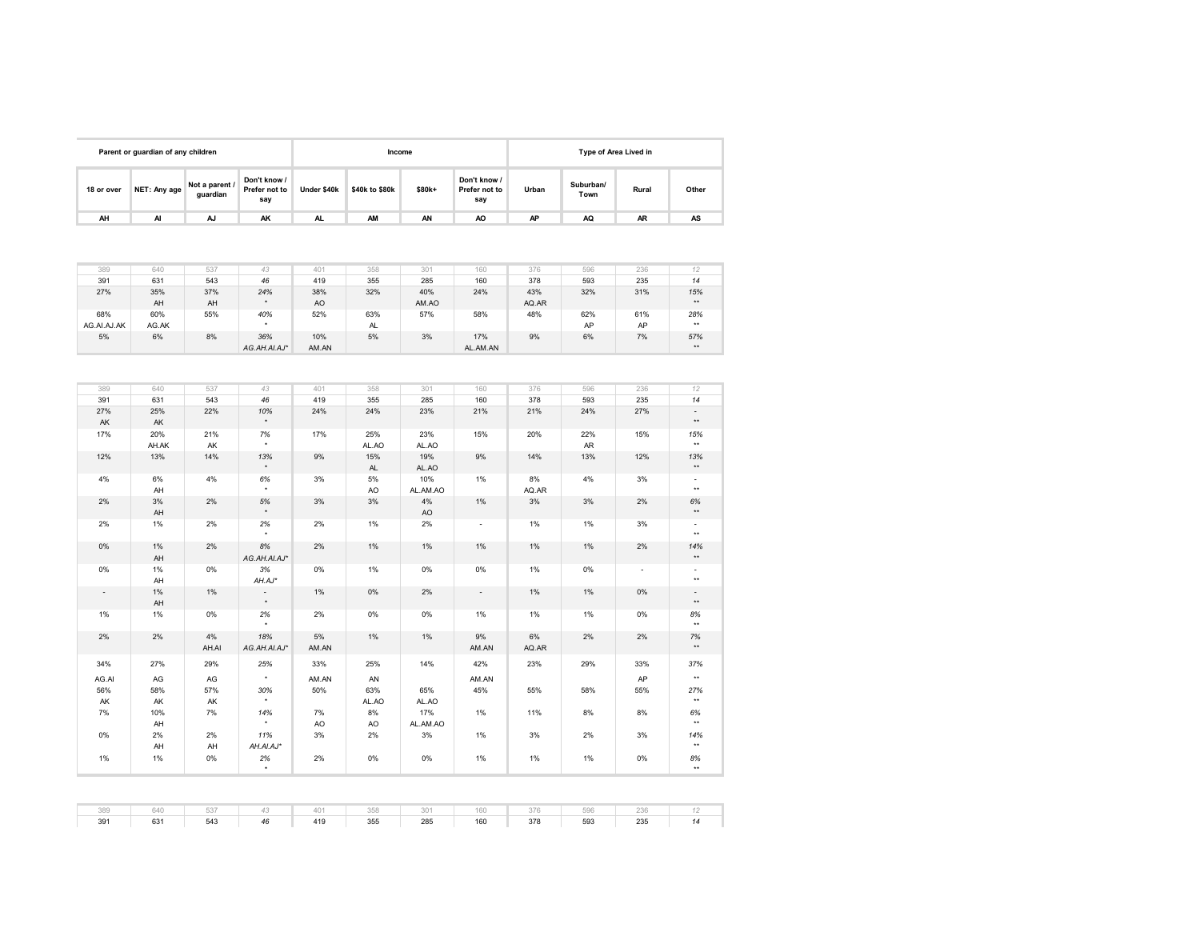| Parent or guardian of any children | | | | Income | | | | Type of Area Lived in | | | |
|---|---|---|---|---|---|---|---|---|---|---|---|
| 18 or over | NET: Any age | Not a parent / guardian | Don't know / Prefer not to say | Under $40k | $40k to $80k | $80k+ | Don't know / Prefer not to say | Urban | Suburban/ Town | Rural | Other |
| AH | AI | AJ | AK | AL | AM | AN | AO | AP | AQ | AR | AS |

| | | | | | | | | | | | |
|---|---|---|---|---|---|---|---|---|---|---|---|
| 389 | 640 | 537 | *43* | 401 | 358 | 301 | 160 | 376 | 596 | 236 | *12* |
| 391 | 631 | 543 | *46* | 419 | 355 | 285 | 160 | 378 | 593 | 235 | *14* |
| 27% | 35% | 37% | *24%* | 38% | 32% | 40% | 24% | 43% | 32% | 31% | *15%* |
| | AH | AH | * | AO | | AM.AO | | AQ.AR | | | ** |
| 68% | 60% | 55% | *40%* | 52% | 63% | 57% | 58% | 48% | 62% | 61% | *28%* |
| AG.AI.AJ.AK | AG.AK | | * | | AL | | | | AP | AP | ** |
| 5% | 6% | 8% | *36%* | 10% | 5% | 3% | 17% | 9% | 6% | 7% | *57%* |
| | | | *AG.AH.AI.AJ** | AM.AN | | | AL.AM.AN | | | | ** |

| | | | | | | | | | | | |
|---|---|---|---|---|---|---|---|---|---|---|---|
| 389 | 640 | 537 | *43* | 401 | 358 | 301 | 160 | 376 | 596 | 236 | *12* |
| 391 | 631 | 543 | *46* | 419 | 355 | 285 | 160 | 378 | 593 | 235 | *14* |
| 27% | 25% | 22% | *10%* | 24% | 24% | 23% | 21% | 21% | 24% | 27% | *-* |
| AK | AK | | * | | | | | | | | ** |
| 17% | 20% | 21% | *7%* | 17% | 25% | 23% | 15% | 20% | 22% | 15% | *15%* |
| | AH.AK | AK | * | | AL.AO | AL.AO | | | AR | | ** |
| 12% | 13% | 14% | *13%* | 9% | 15% | 19% | 9% | 14% | 13% | 12% | *13%* |
| | | | * | | AL | AL.AO | | | | | ** |
| 4% | 6% | 4% | *6%* | 3% | 5% | 10% | 1% | 8% | 4% | 3% | *-* |
| | AH | | * | | AO | AL.AM.AO | | AQ.AR | | | ** |
| 2% | 3% | 2% | *5%* | 3% | 3% | 4% | 1% | 3% | 3% | 2% | *6%* |
| | AH | | * | | | AO | | | | | ** |
| 2% | 1% | 2% | *2%* | 2% | 1% | 2% | - | 1% | 1% | 3% | *-* |
| | | | * | | | | | | | | ** |
| 0% | 1% | 2% | *8%* | 2% | 1% | 1% | 1% | 1% | 1% | 2% | *14%* |
| | AH | | *AG.AH.AI.AJ** | | | | | | | | ** |
| 0% | 1% | 0% | *3%* | 0% | 1% | 0% | 0% | 1% | 0% | - | *-* |
| | AH | | *AH.AJ** | | | | | | | | ** |
| - | 1% | 1% | *-* | 1% | 0% | 2% | - | 1% | 1% | 0% | *-* |
| | AH | | * | | | | | | | | ** |
| 1% | 1% | 0% | *2%* | 2% | 0% | 0% | 1% | 1% | 1% | 0% | *8%* |
| | | | * | | | | | | | | ** |
| 2% | 2% | 4% | *18%* | 5% | 1% | 1% | 9% | 6% | 2% | 2% | *7%* |
| | | AH.AI | *AG.AH.AI.AJ** | AM.AN | | | AM.AN | AQ.AR | | | ** |
| 34% | 27% | 29% | *25%* | 33% | 25% | 14% | 42% | 23% | 29% | 33% | *37%* |
| AG.AI | AG | AG | * | AM.AN | AN | | AM.AN | | | AP | ** |
| 56% | 58% | 57% | *30%* | 50% | 63% | 65% | 45% | 55% | 58% | 55% | *27%* |
| AK | AK | AK | * | | AL.AO | AL.AO | | | | | ** |
| 7% | 10% | 7% | *14%* | 7% | 8% | 17% | 1% | 11% | 8% | 8% | *6%* |
| | AH | | * | AO | AO | AL.AM.AO | | | | | ** |
| 0% | 2% | 2% | *11%* | 3% | 2% | 3% | 1% | 3% | 2% | 3% | *14%* |
| | AH | AH | *AH.AI.AJ** | | | | | | | | ** |
| 1% | 1% | 0% | *2%* | 2% | 0% | 0% | 1% | 1% | 1% | 0% | *8%* |
| | | | * | | | | | | | | ** |

| | | | | | | | | | | | |
|---|---|---|---|---|---|---|---|---|---|---|---|
| 389 | 640 | 537 | *43* | 401 | 358 | 301 | 160 | 376 | 596 | 236 | *12* |
| 391 | 631 | 543 | *46* | 419 | 355 | 285 | 160 | 378 | 593 | 235 | *14* |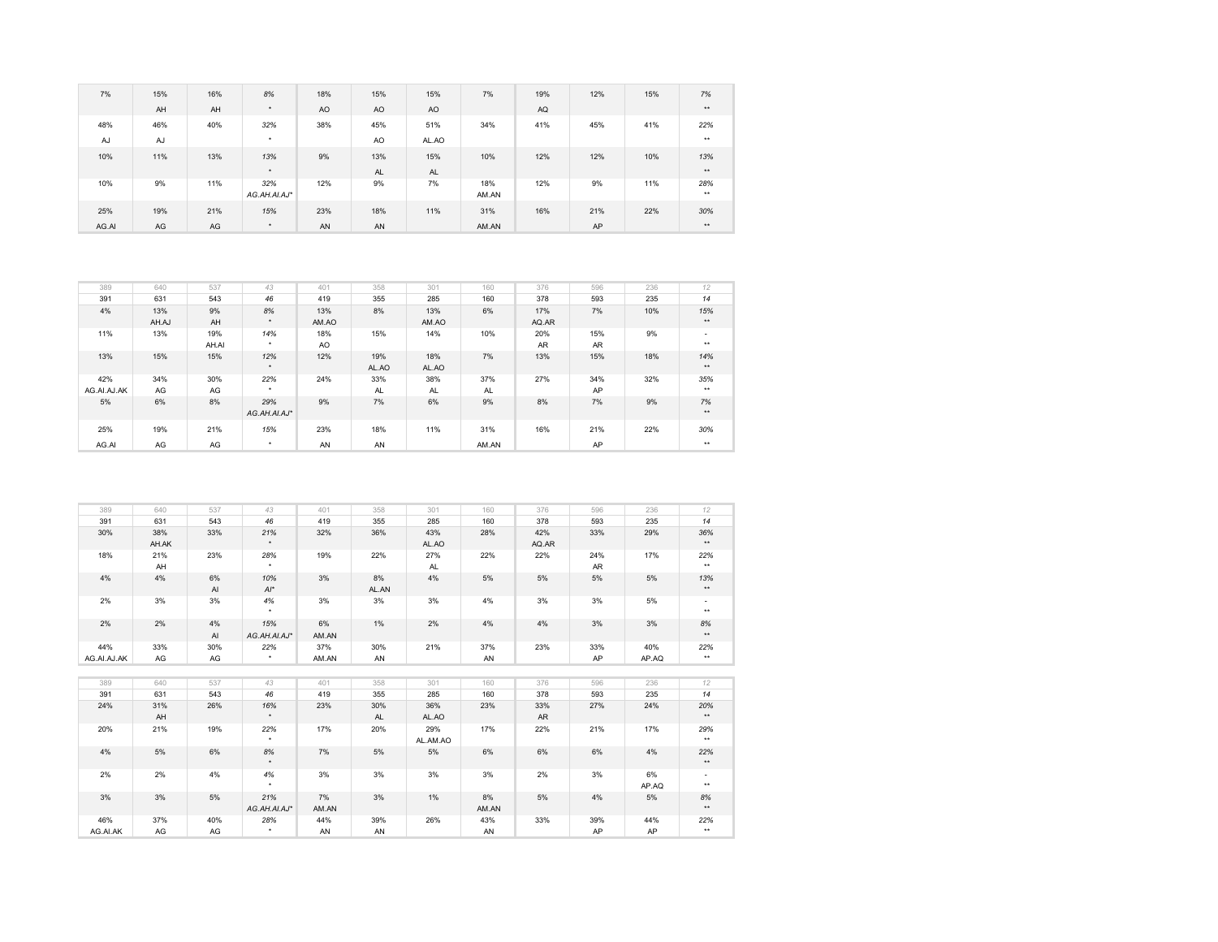| | | | | | | | | | | | |
|---|---|---|---|---|---|---|---|---|---|---|---|
| 7% | 15% | 16% | *8%* | 18% | 15% | 15% | 7% | 19% | 12% | 15% | *7%* |
| | AH | AH | * | AO | AO | AO | | AQ | | | ** |
| 48% | 46% | 40% | *32%* | 38% | 45% | 51% | 34% | 41% | 45% | 41% | *22%* |
| AJ | AJ | | * | | AO | AL.AO | | | | | ** |
| 10% | 11% | 13% | *13%* | 9% | 13% | 15% | 10% | 12% | 12% | 10% | *13%* |
| | | | * | | AL | AL | | | | | ** |
| 10% | 9% | 11% | *32%* | 12% | 9% | 7% | 18% | 12% | 9% | 11% | *28%* |
| | | | *AG.AH.AI.AJ** | | | | AM.AN | | | | ** |
| 25% | 19% | 21% | *15%* | 23% | 18% | 11% | 31% | 16% | 21% | 22% | *30%* |
| AG.AI | AG | AG | * | AN | AN | | AM.AN | | AP | | ** |

| | | | | | | | | | | | |
|---|---|---|---|---|---|---|---|---|---|---|---|
| 389 | 640 | 537 | *43* | 401 | 358 | 301 | 160 | 376 | 596 | 236 | *12* |
| 391 | 631 | 543 | *46* | 419 | 355 | 285 | 160 | 378 | 593 | 235 | *14* |
| 4% | 13% | 9% | *8%* | 13% | 8% | 13% | 6% | 17% | *7%* | 10% | *15%* |
| | AH.AJ | AH | * | AM.AO | | AM.AO | | AQ.AR | | | ** |
| 11% | 13% | 19% | *14%* | 18% | 15% | 14% | 10% | 20% | 15% | 9% | *-* |
| | | AH.AI | * | AO | | | | AR | AR | | ** |
| 13% | 15% | 15% | *12%* | 12% | 19% | 18% | 7% | 13% | 15% | 18% | *14%* |
| | | | * | | AL.AO | AL.AO | | | | | ** |
| 42% | 34% | 30% | *22%* | 24% | 33% | 38% | 37% | 27% | 34% | 32% | *35%* |
| AG.AI.AJ.AK | AG | AG | * | | AL | AL | AL | | AP | | ** |
| 5% | 6% | 8% | *29%* | 9% | 7% | 6% | 9% | 8% | 7% | 9% | *7%* |
| | | | *AG.AH.AI.AJ** | | | | | | | | ** |
| 25% | 19% | 21% | *15%* | 23% | 18% | 11% | 31% | 16% | 21% | 22% | *30%* |
| AG.AI | AG | AG | * | AN | AN | | AM.AN | | AP | | ** |

| | | | | | | | | | | | |
|---|---|---|---|---|---|---|---|---|---|---|---|
| 389 | 640 | 537 | *43* | 401 | 358 | 301 | 160 | 376 | 596 | 236 | *12* |
| 391 | 631 | 543 | *46* | 419 | 355 | 285 | 160 | 378 | 593 | 235 | *14* |
| 30% | 38% | 33% | *21%* | 32% | 36% | 43% | 28% | 42% | 33% | 29% | *36%* |
| | AH.AK | | * | | | AL.AO | | AQ.AR | | | ** |
| 18% | 21% | 23% | *28%* | 19% | 22% | 27% | 22% | 22% | 24% | 17% | *22%* |
| | AH | | * | | | AL | | | AR | | ** |
| 4% | 4% | 6% | *10%* | 3% | 8% | 4% | 5% | 5% | 5% | 5% | *13%* |
| | | AI | *AI** | | AL.AN | | | | | | ** |
| 2% | 3% | 3% | *4%* | 3% | 3% | 3% | 4% | 3% | 3% | 5% | *-* |
| | | | * | | | | | | | | ** |
| 2% | 2% | 4% | *15%* | 6% | 1% | 2% | 4% | 4% | 3% | 3% | *8%* |
| | | AI | *AG.AH.AI.AJ** | AM.AN | | | | | | | ** |
| 44% | 33% | 30% | *22%* | 37% | 30% | 21% | 37% | 23% | 33% | 40% | *22%* |
| AG.AI.AJ.AK | AG | AG | * | AM.AN | AN | | AN | | AP | AP.AQ | ** |

| | | | | | | | | | | | |
|---|---|---|---|---|---|---|---|---|---|---|---|
| 389 | 640 | 537 | *43* | 401 | 358 | 301 | 160 | 376 | 596 | 236 | *12* |
| 391 | 631 | 543 | *46* | 419 | 355 | 285 | 160 | 378 | 593 | 235 | *14* |
| 24% | 31% | 26% | *16%* | 23% | 30% | 36% | 23% | 33% | 27% | 24% | *20%* |
| | AH | | * | | AL | AL.AO | | AR | | | ** |
| 20% | 21% | 19% | *22%* | 17% | 20% | 29% | 17% | 22% | 21% | 17% | *29%* |
| | | | * | | | AL.AM.AO | | | | | ** |
| 4% | 5% | 6% | *8%* | 7% | 5% | 5% | 6% | 6% | 6% | 6% | *22%* |
| | | | * | | | | | | | | ** |
| 2% | 2% | 4% | *4%* | 3% | 3% | 3% | 3% | 2% | 3% | 6% | *-* |
| | | | * | | | | | | | AP.AQ | ** |
| 3% | 3% | 5% | *21%* | 7% | 3% | 1% | 8% | 5% | 4% | 5% | *8%* |
| | | | *AG.AH.AI.AJ** | AM.AN | | | AM.AN | | | | ** |
| 46% | 37% | 40% | *28%* | 44% | 39% | 26% | 43% | 33% | 39% | 44% | *22%* |
| AG.AI.AK | AG | AG | * | AN | AN | | AN | | AP | AP | ** |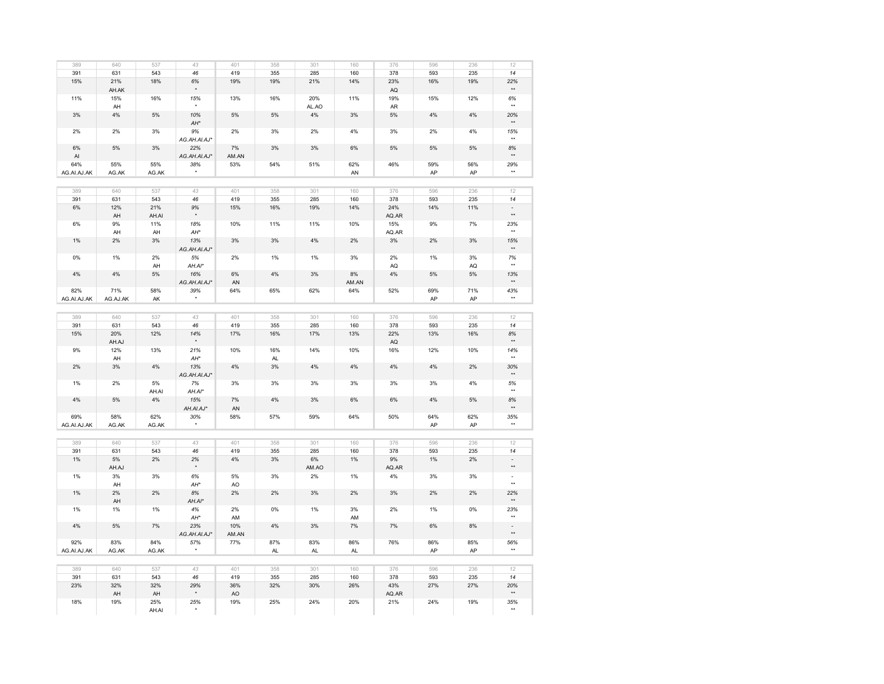| 389 | 640 | 537 | 43 | 401 | 358 | 301 | 160 | 376 | 596 | 236 | 12 |
|---|---|---|---|---|---|---|---|---|---|---|---|
| 391 | 631 | 543 | 46 | 419 | 355 | 285 | 160 | 378 | 593 | 235 | 14 |
| 15% | 21% | 18% | 6% | 19% | 19% | 21% | 14% | 23% | 16% | 19% | 22% |
| | AH.AK | | * | | | | | AQ | | | ** |
| 11% | 15% | 16% | 15% | 13% | 16% | 20% | 11% | 19% | 15% | 12% | 6% |
| | AH | | * | | | AL.AO | | AR | | | ** |
| 3% | 4% | 5% | 10% | 5% | 5% | 4% | 3% | 5% | 4% | 4% | 20% |
| | | | AH* | | | | | | | | ** |
| 2% | 2% | 3% | 9% | 2% | 3% | 2% | 4% | 3% | 2% | 4% | 15% |
| | | | AG.AH.AI.AJ* | | | | | | | | ** |
| 6% | 5% | 3% | 22% | 7% | 3% | 3% | 6% | 5% | 5% | 5% | 8% |
| AI | | | AG.AH.AI.AJ* | AM.AN | | | | | | | ** |
| 64% | 55% | 55% | 38% | 53% | 54% | 51% | 62% | 46% | 59% | 56% | 29% |
| AG.AI.AJ.AK | AG.AK | AG.AK | * | | | | AN | | AP | AP | ** |

| 389 | 640 | 537 | 43 | 401 | 358 | 301 | 160 | 376 | 596 | 236 | 12 |
|---|---|---|---|---|---|---|---|---|---|---|---|
| 391 | 631 | 543 | 46 | 419 | 355 | 285 | 160 | 378 | 593 | 235 | 14 |
| 6% | 12% | 21% | 9% | 15% | 16% | 19% | 14% | 24% | 14% | 11% | - |
| | AH | AH.AI | * | | | | | AQ.AR | | | ** |
| 6% | 9% | 11% | 18% | 10% | 11% | 11% | 10% | 15% | 9% | 7% | 23% |
| | AH | AH | AH* | | | | | AQ.AR | | | ** |
| 1% | 2% | 3% | 13% | 3% | 3% | 4% | 2% | 3% | 2% | 3% | 15% |
| | | | AG.AH.AI.AJ* | | | | | | | | ** |
| 0% | 1% | 2% | 5% | 2% | 1% | 1% | 3% | 2% | 1% | 3% | 7% |
| | | AH | AH.AI* | | | | | AQ | | AQ | ** |
| 4% | 4% | 5% | 16% | 6% | 4% | 3% | 8% | 4% | 5% | 5% | 13% |
| | | | AG.AH.AI.AJ* | AN | | | AM.AN | | | | ** |
| 82% | 71% | 58% | 39% | 64% | 65% | 62% | 64% | 52% | 69% | 71% | 43% |
| AG.AI.AJ.AK | AG.AJ.AK | AK | * | | | | | | AP | AP | ** |

| 389 | 640 | 537 | 43 | 401 | 358 | 301 | 160 | 376 | 596 | 236 | 12 |
|---|---|---|---|---|---|---|---|---|---|---|---|
| 391 | 631 | 543 | 46 | 419 | 355 | 285 | 160 | 378 | 593 | 235 | 14 |
| 15% | 20% | 12% | 14% | 17% | 16% | 17% | 13% | 22% | 13% | 16% | 8% |
| | AH.AJ | | * | | | | | AQ | | | ** |
| 9% | 12% | 13% | 21% | 10% | 16% | 14% | 10% | 16% | 12% | 10% | 14% |
| | AH | | AH* | | AL | | | | | | ** |
| 2% | 3% | 4% | 13% | 4% | 3% | 4% | 4% | 4% | 4% | 2% | 30% |
| | | | AG.AH.AI.AJ* | | | | | | | | ** |
| 1% | 2% | 5% | 7% | 3% | 3% | 3% | 3% | 3% | 3% | 4% | 5% |
| | | AH.AI | AH.AI* | | | | | | | | ** |
| 4% | 5% | 4% | 15% | 7% | 4% | 3% | 6% | 6% | 4% | 5% | 8% |
| | | | AH.AI.AJ* | AN | | | | | | | ** |
| 69% | 58% | 62% | 30% | 58% | 57% | 59% | 64% | 50% | 64% | 62% | 35% |
| AG.AI.AJ.AK | AG.AK | AG.AK | * | | | | | | AP | AP | ** |

| 389 | 640 | 537 | 43 | 401 | 358 | 301 | 160 | 376 | 596 | 236 | 12 |
|---|---|---|---|---|---|---|---|---|---|---|---|
| 391 | 631 | 543 | 46 | 419 | 355 | 285 | 160 | 378 | 593 | 235 | 14 |
| 1% | 5% | 2% | 2% | 4% | 3% | 6% | 1% | 9% | 1% | 2% | - |
| | AH.AJ | | * | | | AM.AO | | AQ.AR | | | ** |
| 1% | 3% | 3% | 6% | 5% | 3% | 2% | 1% | 4% | 3% | 3% | - |
| | AH | | AH* | AO | | | | | | | ** |
| 1% | 2% | 2% | 8% | 2% | 2% | 3% | 2% | 3% | 2% | 2% | 22% |
| | AH | | AH.AI* | | | | | | | | ** |
| 1% | 1% | 1% | 4% | 2% | 0% | 1% | 3% | 2% | 1% | 0% | 23% |
| | | | AH* | AM | | | AM | | | | ** |
| 4% | 5% | 7% | 23% | 10% | 4% | 3% | 7% | 7% | 6% | 8% | - |
| | | | AG.AH.AI.AJ* | AM.AN | | | | | | | ** |
| 92% | 83% | 84% | 57% | 77% | 87% | 83% | 86% | 76% | 86% | 85% | 56% |
| AG.AI.AJ.AK | AG.AK | AG.AK | * | | AL | AL | AL | | AP | AP | ** |

| 389 | 640 | 537 | 43 | 401 | 358 | 301 | 160 | 376 | 596 | 236 | 12 |
|---|---|---|---|---|---|---|---|---|---|---|---|
| 391 | 631 | 543 | 46 | 419 | 355 | 285 | 160 | 378 | 593 | 235 | 14 |
| 23% | 32% | 32% | 29% | 36% | 32% | 30% | 26% | 43% | 27% | 27% | 20% |
| | AH | AH | * | AO | | | | AQ.AR | | | ** |
| 18% | 19% | 25% | 25% | 19% | 25% | 24% | 20% | 21% | 24% | 19% | 35% |
| | | AH.AI | * | | | | | | | | ** |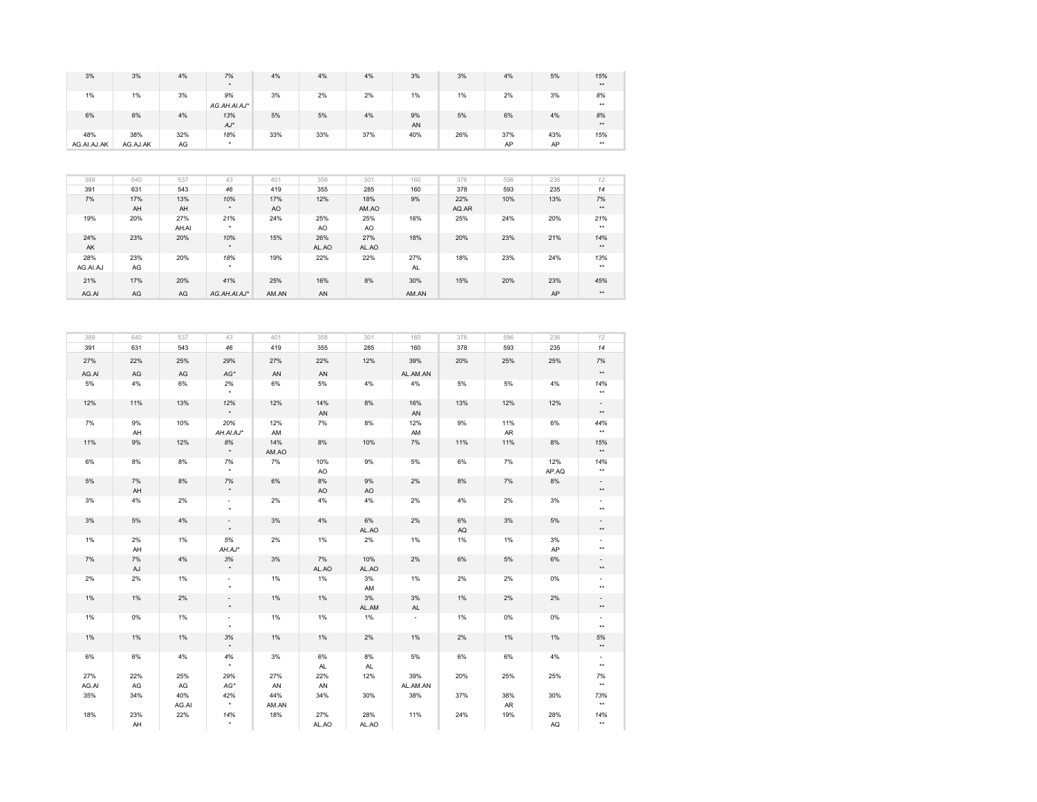| | | | | | | | | | | | |
|---|---|---|---|---|---|---|---|---|---|---|---|
| 3% | 3% | 4% | *7%* <br> * | 4% | 4% | 4% | 3% | 3% | 4% | 5% | *15%* <br> ** |
| 1% | 1% | 3% | *9%* <br> *AG.AH.AI.AJ** | 3% | 2% | 2% | 1% | 1% | 2% | 3% | *8%* <br> ** |
| 6% | 6% | 4% | *13%* <br> *AJ** | 5% | 5% | 4% | 9% <br> AN | 5% | 6% | 4% | *8%* <br> ** |
| 48% <br> AG.AI.AJ.AK | 38% <br> AG.AJ.AK | 32% <br> AG | *18%* <br> * | 33% | 33% | 37% | 40% | 26% | 37% <br> AP | 43% <br> AP | *15%* <br> ** |

| | | | | | | | | | | | |
|---|---|---|---|---|---|---|---|---|---|---|---|
| 389 | 640 | 537 | *43* | 401 | 358 | 301 | 160 | 376 | 596 | 236 | *12* |
| 391 | 631 | 543 | *46* | 419 | 355 | 285 | 160 | 378 | 593 | 235 | *14* |
| 7% | 17% <br> AH | 13% <br> AH | *10%* <br> * | 17% <br> AO | 12% | 18% <br> AM.AO | 9% | 22% <br> AQ.AR | 10% | 13% | *7%* <br> ** |
| 19% | 20% | 27% <br> AH.AI | *21%* <br> * | 24% | 25% <br> AO | 25% <br> AO | 16% | 25% | 24% | 20% | *21%* <br> ** |
| 24% <br> AK | 23% | 20% | *10%* <br> * | 15% | 26% <br> AL.AO | 27% <br> AL.AO | 18% | 20% | 23% | 21% | *14%* <br> ** |
| 28% <br> AG.AI.AJ | 23% <br> AG | 20% | *18%* <br> * | 19% | 22% | 22% | 27% <br> AL | 18% | 23% | 24% | *13%* <br> ** |
| 21% <br> AG.AI | 17% <br> AG | 20% <br> AG | *41%* <br> *AG.AH.AI.AJ** | 25% <br> AM.AN | 16% <br> AN | 8% | 30% <br> AM.AN | 15% | 20% | 23% <br> AP | *45%* <br> ** |

| | | | | | | | | | | | |
|---|---|---|---|---|---|---|---|---|---|---|---|
| 389 | 640 | 537 | *43* | 401 | 358 | 301 | 160 | 376 | 596 | 236 | *12* |
| 391 | 631 | 543 | *46* | 419 | 355 | 285 | 160 | 378 | 593 | 235 | *14* |
| 27% <br> AG.AI | 22% <br> AG | 25% <br> AG | *29%* <br> *AG** | 27% <br> AN | 22% <br> AN | 12% | 39% <br> AL.AM.AN | 20% | 25% | 25% | *7%* <br> ** |
| 5% | 4% | 6% | *2%* <br> * | 6% | 5% | 4% | 4% | 5% | 5% | 4% | *14%* <br> ** |
| 12% | 11% | 13% | *12%* <br> * | 12% | 14% <br> AN | 8% | 16% <br> AN | 13% | 12% | 12% | *-* <br> ** |
| 7% | 9% <br> AH | 10% | *20%* <br> *AH.AI.AJ** | 12% <br> AM | 7% | 8% | 12% <br> AM | 9% | 11% <br> AR | 6% | *44%* <br> ** |
| 11% | 9% | 12% | *8%* <br> * | 14% <br> AM.AO | 8% | 10% | 7% | 11% | 11% | 8% | *15%* <br> ** |
| 6% | 8% | 8% | *7%* <br> * | 7% | 10% <br> AO | 9% | 5% | 6% | 7% | 12% <br> AP.AQ | *14%* <br> ** |
| 5% | 7% <br> AH | 8% | *7%* <br> * | 6% | 8% <br> AO | 9% <br> AO | 2% | 8% | 7% | 8% | *-* <br> ** |
| 3% | 4% | 2% | *-* <br> * | 2% | 4% | 4% | 2% | 4% | 2% | 3% | *-* <br> ** |
| 3% | 5% | 4% | *-* <br> * | 3% | 4% | 6% <br> AL.AO | 2% | 6% <br> AQ | 3% | 5% | *-* <br> ** |
| 1% | 2% <br> AH | 1% | *5%* <br> *AH.AJ** | 2% | 1% | 2% | 1% | 1% | 1% | 3% <br> AP | *-* <br> ** |
| 7% | 7% <br> AJ | 4% | *3%* <br> * | 3% | 7% <br> AL.AO | 10% <br> AL.AO | 2% | 6% | 5% | 6% | *-* <br> ** |
| 2% | 2% | 1% | *-* <br> * | 1% | 1% | 3% <br> AM | 1% | 2% | 2% | 0% | *-* <br> ** |
| 1% | 1% | 2% | *-* <br> * | 1% | 1% | 3% <br> AL.AM | 3% <br> AL | 1% | 2% | 2% | *-* <br> ** |
| 1% | 0% | 1% | *-* <br> * | 1% | 1% | 1% | - | 1% | 0% | 0% | *-* <br> ** |
| 1% | 1% | 1% | *3%* <br> * | 1% | 1% | 2% | 1% | 2% | 1% | 1% | *5%* <br> ** |
| 6% | 6% | 4% | *4%* <br> * | 3% | 6% <br> AL | 8% <br> AL | 5% | 6% | 6% | 4% | *-* <br> ** |
| 27% <br> AG.AI | 22% <br> AG | 25% <br> AG | *29%* <br> *AG** | 27% <br> AN | 22% <br> AN | 12% | 39% <br> AL.AM.AN | 20% | 25% | 25% | *7%* <br> ** |
| 35% | 34% | 40% <br> AG.AI | *42%* <br> * | 44% <br> AM.AN | 34% | 30% | 38% | 37% | 38% <br> AR | 30% | *73%* <br> ** |
| 18% | 23% <br> AH | 22% | *14%* <br> * | 18% | 27% <br> AL.AO | 28% <br> AL.AO | 11% | 24% | 19% | 28% <br> AQ | *14%* <br> ** |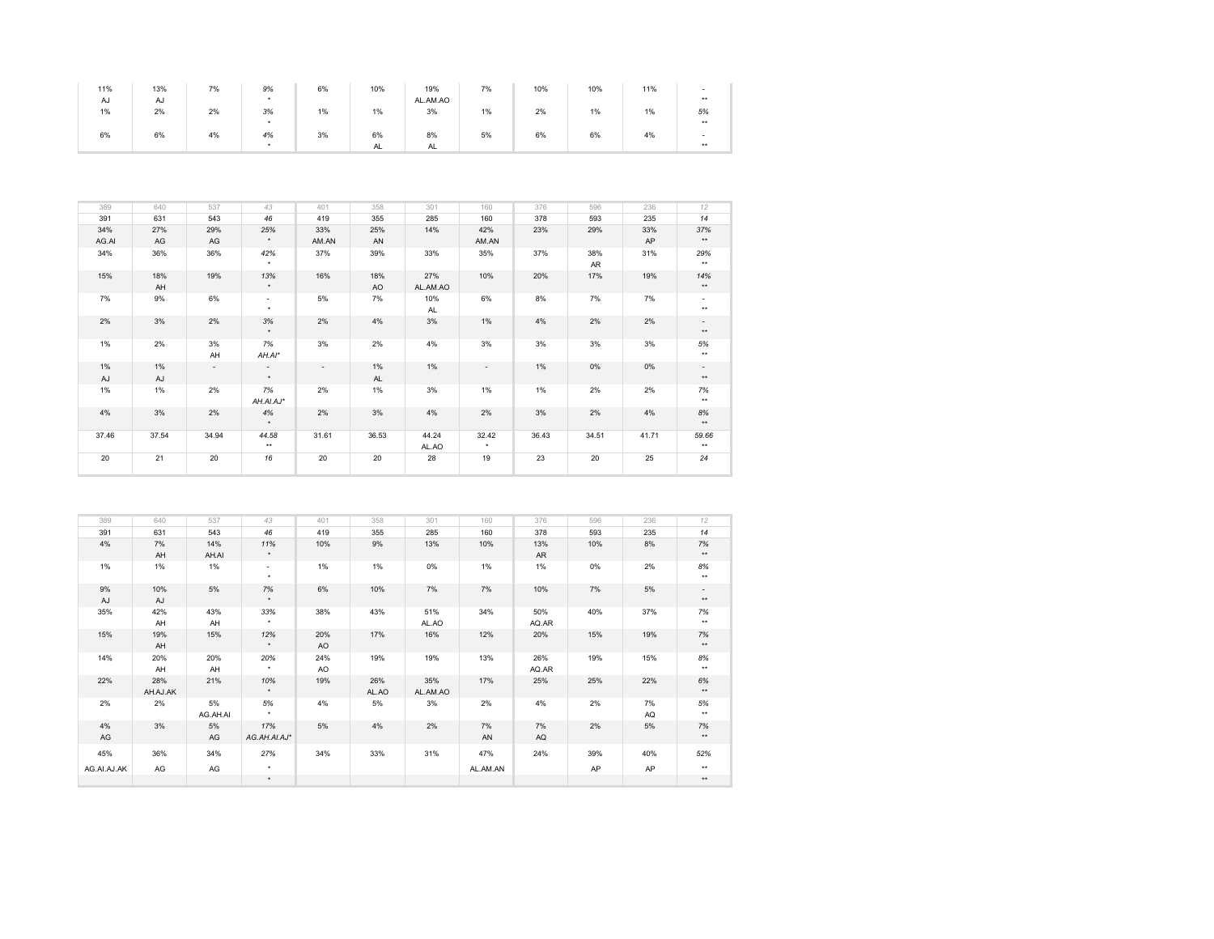| | | | | | | | | | | | |
|---|---|---|---|---|---|---|---|---|---|---|---|
| 11% AJ | 13% AJ | 7% | 9% * | 6% | 10% | 19% AL.AM.AO | 7% | 10% | 10% | 11% | - ** |
| 1% | 2% | 2% | 3% * | 1% | 1% | 3% | 1% | 2% | 1% | 1% | 5% ** |
| 6% | 6% | 4% | 4% * | 3% | 6% AL | 8% AL | 5% | 6% | 6% | 4% | - ** |

| | | | | | | | | | | | |
|---|---|---|---|---|---|---|---|---|---|---|---|
| 389 | 640 | 537 | 43 | 401 | 358 | 301 | 160 | 376 | 596 | 236 | 12 |
| 391 | 631 | 543 | 46 | 419 | 355 | 285 | 160 | 378 | 593 | 235 | 14 |
| 34% AG.AI | 27% AG | 29% AG | 25% * | 33% AM.AN | 25% AN | 14% | 42% AM.AN | 23% | 29% | 33% AP | 37% ** |
| 34% | 36% | 36% | 42% * | 37% | 39% | 33% | 35% | 37% | 38% AR | 31% | 29% ** |
| 15% | 18% AH | 19% | 13% * | 16% | 18% AO | 27% AL.AM.AO | 10% | 20% | 17% | 19% | 14% ** |
| 7% | 9% | 6% | - * | 5% | 7% | 10% AL | 6% | 8% | 7% | 7% | - ** |
| 2% | 3% | 2% | 3% * | 2% | 4% | 3% | 1% | 4% | 2% | 2% | - ** |
| 1% | 2% | 3% AH | 7% AH.AI* | 3% | 2% | 4% | 3% | 3% | 3% | 3% | 5% ** |
| 1% AJ | 1% AJ | - | - * | - | 1% AL | 1% | - | 1% | 0% | 0% | - ** |
| 1% | 1% | 2% | 7% AH.AI.AJ* | 2% | 1% | 3% | 1% | 1% | 2% | 2% | 7% ** |
| 4% | 3% | 2% | 4% * | 2% | 3% | 4% | 2% | 3% | 2% | 4% | 8% ** |
| 37.46 | 37.54 | 34.94 | 44.58 ** | 31.61 | 36.53 | 44.24 AL.AO | 32.42 * | 36.43 | 34.51 | 41.71 | 59.66 ** |
| 20 | 21 | 20 | 16 | 20 | 20 | 28 | 19 | 23 | 20 | 25 | 24 |

| | | | | | | | | | | | |
|---|---|---|---|---|---|---|---|---|---|---|---|
| 389 | 640 | 537 | 43 | 401 | 358 | 301 | 160 | 376 | 596 | 236 | 12 |
| 391 | 631 | 543 | 46 | 419 | 355 | 285 | 160 | 378 | 593 | 235 | 14 |
| 4% | 7% AH | 14% AH.AI | 11% * | 10% | 9% | 13% | 10% | 13% AR | 10% | 8% | 7% ** |
| 1% | 1% | 1% | - * | 1% | 1% | 0% | 1% | 1% | 0% | 2% | 8% ** |
| 9% AJ | 10% AJ | 5% | 7% * | 6% | 10% | 7% | 7% | 10% | 7% | 5% | - ** |
| 35% | 42% AH | 43% AH | 33% * | 38% | 43% | 51% AL.AO | 34% | 50% AQ.AR | 40% | 37% | 7% ** |
| 15% | 19% AH | 15% | 12% * | 20% AO | 17% | 16% | 12% | 20% | 15% | 19% | 7% ** |
| 14% | 20% AH | 20% AH | 20% * | 24% AO | 19% | 19% | 13% | 26% AQ.AR | 19% | 15% | 8% ** |
| 22% | 28% AH.AJ.AK | 21% | 10% * | 19% | 26% AL.AO | 35% AL.AM.AO | 17% | 25% | 25% | 22% | 6% ** |
| 2% | 2% | 5% AG.AH.AI | 5% * | 4% | 5% | 3% | 2% | 4% | 2% | 7% AQ | 5% ** |
| 4% AG | 3% | 5% AG | 17% AG.AH.AI.AJ* | 5% | 4% | 2% | 7% AN | 7% AQ | 2% | 5% | 7% ** |
| 45% AG.AI.AJ.AK | 36% AG | 34% AG | 27% * * | 34% | 33% | 31% | 47% AL.AM.AN | 24% | 39% AP | 40% AP | 52% ** ** |